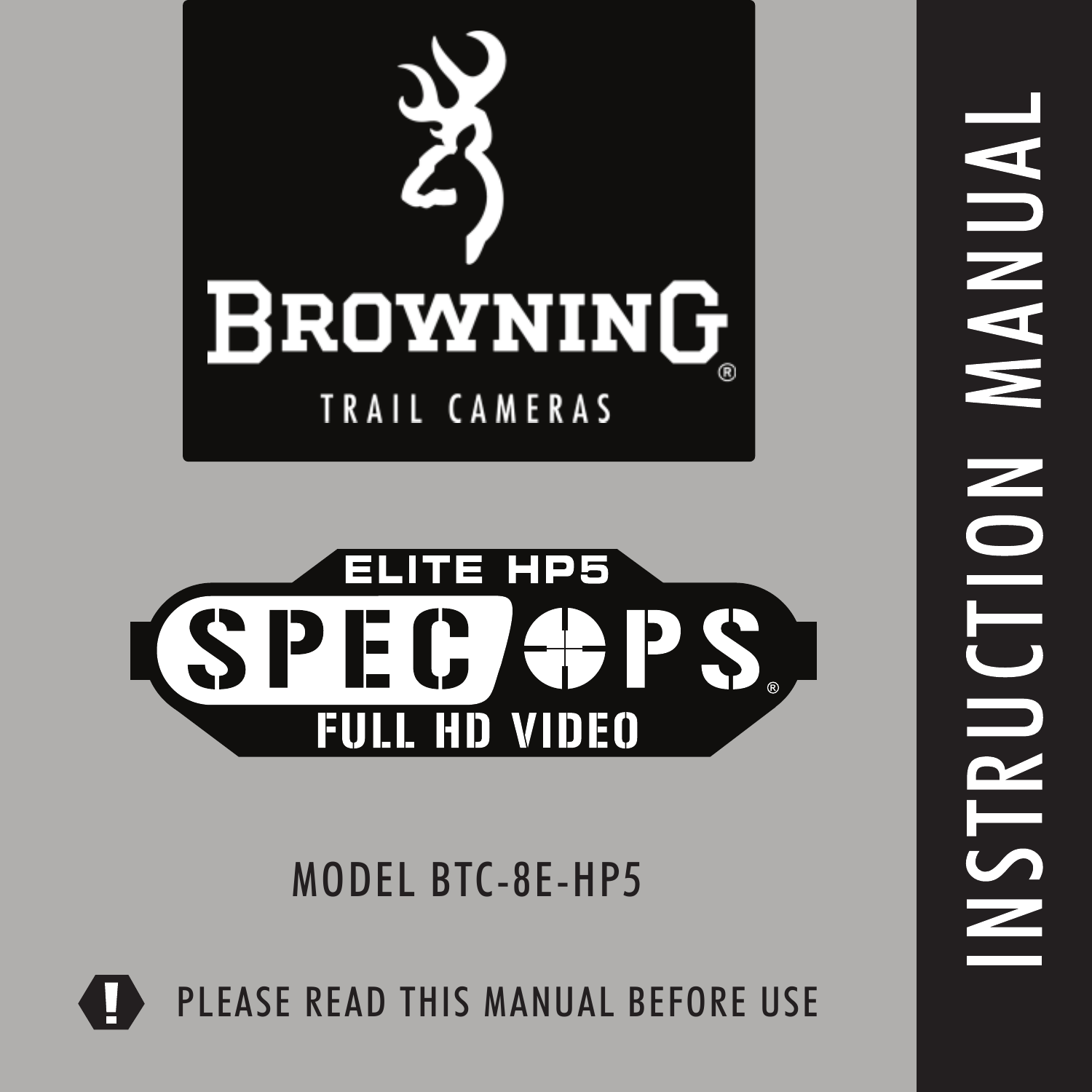# BROWNING®

TRAIL CAMERAS

## ELITE HP5 SPEC OPS®

FULL HD VIDEO

MODEL BTC-8E-HP5

PLEASE READ THIS MANUAL BEFORE USE

# INSTRUCTION MANUAL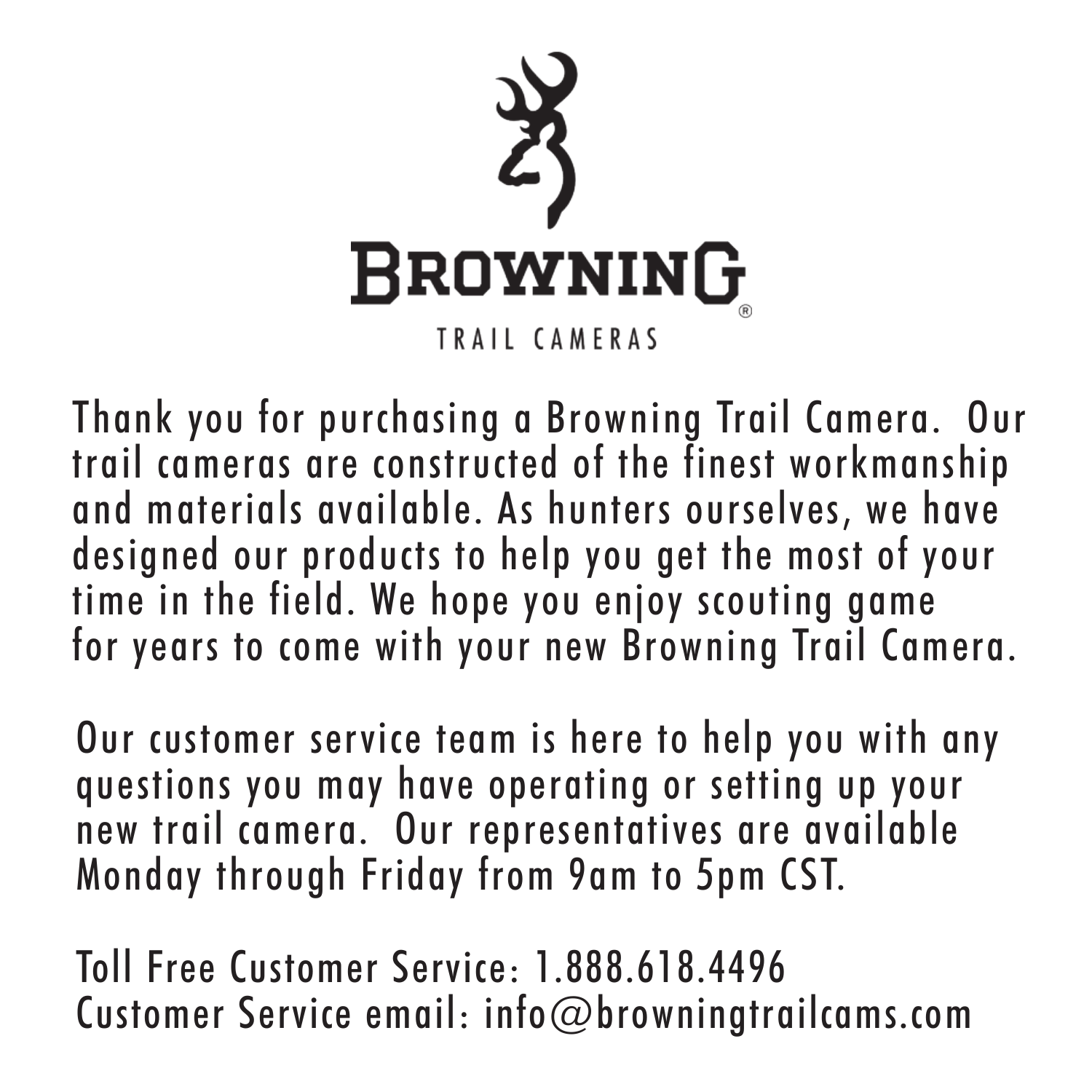BROWNING®

TRAIL CAMERAS

Thank you for purchasing a Browning Trail Camera. Our trail cameras are constructed of the finest workmanship and materials available. As hunters ourselves, we have designed our products to help you get the most of your time in the field. We hope you enjoy scouting game for years to come with your new Browning Trail Camera.

Our customer service team is here to help you with any questions you may have operating or setting up your new trail camera. Our representatives are available Monday through Friday from 9am to 5pm CST.

Toll Free Customer Service: 1.888.618.4496
Customer Service email: info@browningtrailcams.com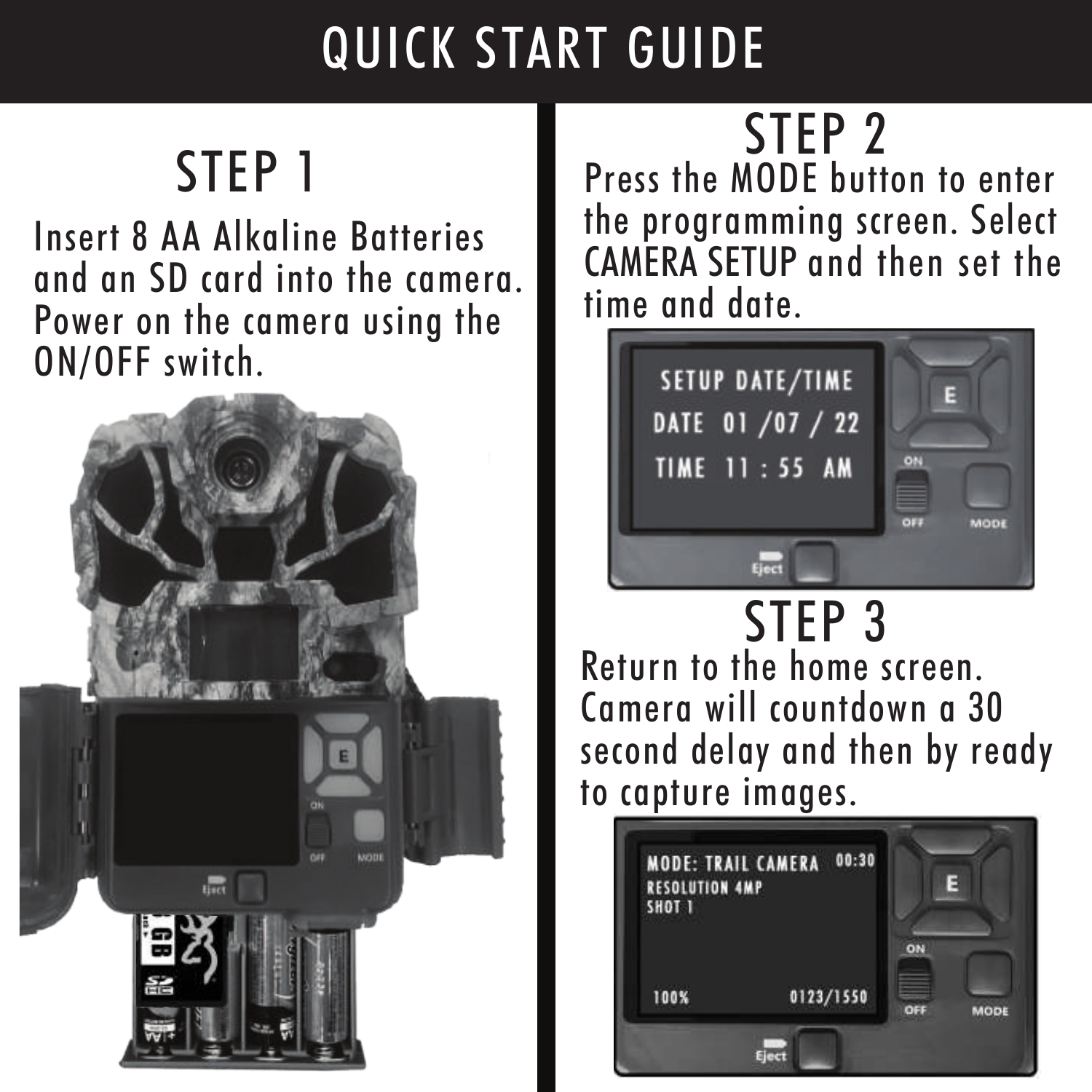# QUICK START GUIDE

## STEP 1

Insert 8 AA Alkaline Batteries and an SD card into the camera. Power on the camera using the ON/OFF switch.

## STEP 2

Press the MODE button to enter the programming screen. Select CAMERA SETUP and then set the time and date.

SETUP DATE/TIME

DATE 01 /07 / 22

TIME 11 : 55 AM

## STEP 3

Return to the home screen. Camera will countdown a 30 second delay and then by ready to capture images.

MODE: TRAIL CAMERA 00:30

RESOLUTION 4MP

SHOT 1

100% 0123/1550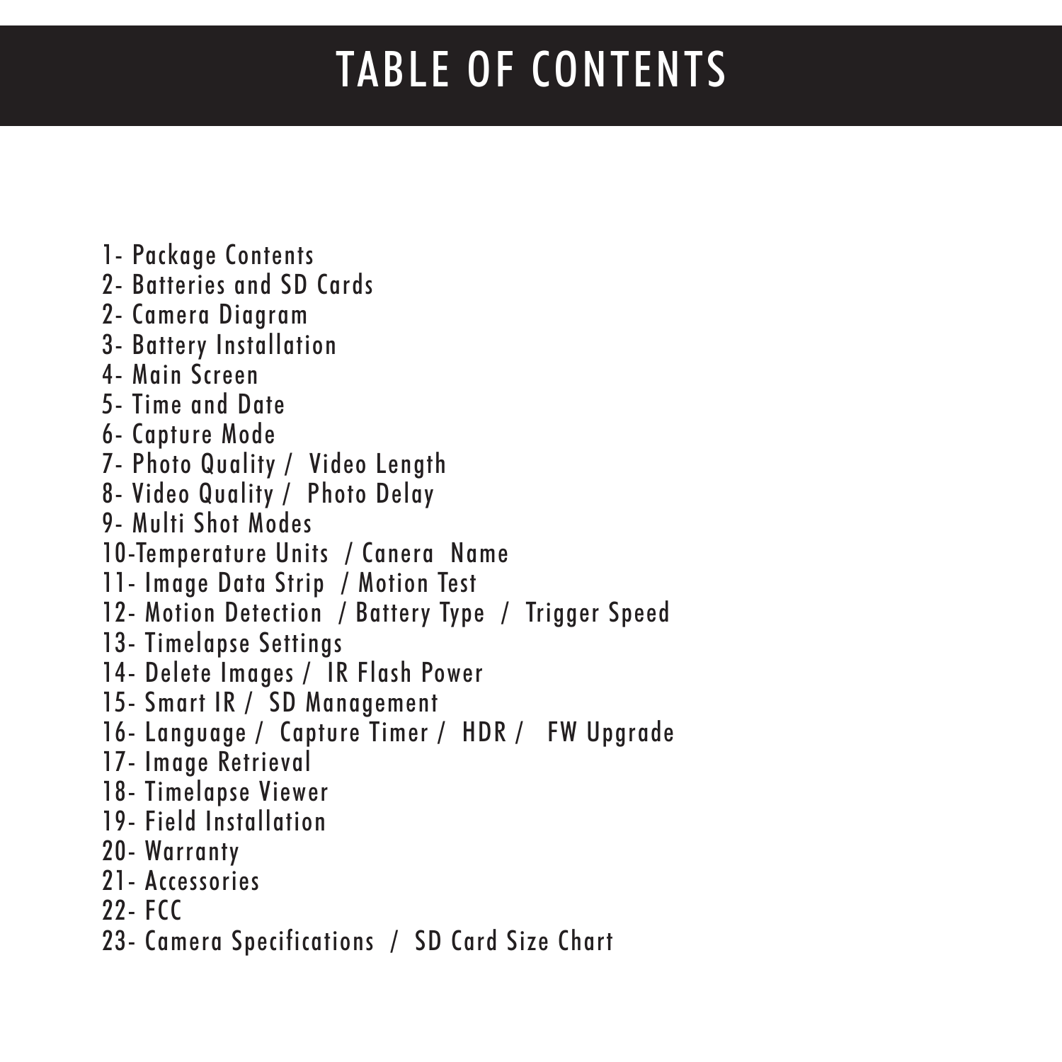# TABLE OF CONTENTS

1- Package Contents
2- Batteries and SD Cards
2- Camera Diagram
3- Battery Installation
4- Main Screen
5- Time and Date
6- Capture Mode
7- Photo Quality / Video Length
8- Video Quality / Photo Delay
9- Multi Shot Modes
10-Temperature Units / Canera Name
11- Image Data Strip / Motion Test
12- Motion Detection / Battery Type / Trigger Speed
13- Timelapse Settings
14- Delete Images / IR Flash Power
15- Smart IR / SD Management
16- Language / Capture Timer / HDR / FW Upgrade
17- Image Retrieval
18- Timelapse Viewer
19- Field Installation
20- Warranty
21- Accessories
22- FCC
23- Camera Specifications / SD Card Size Chart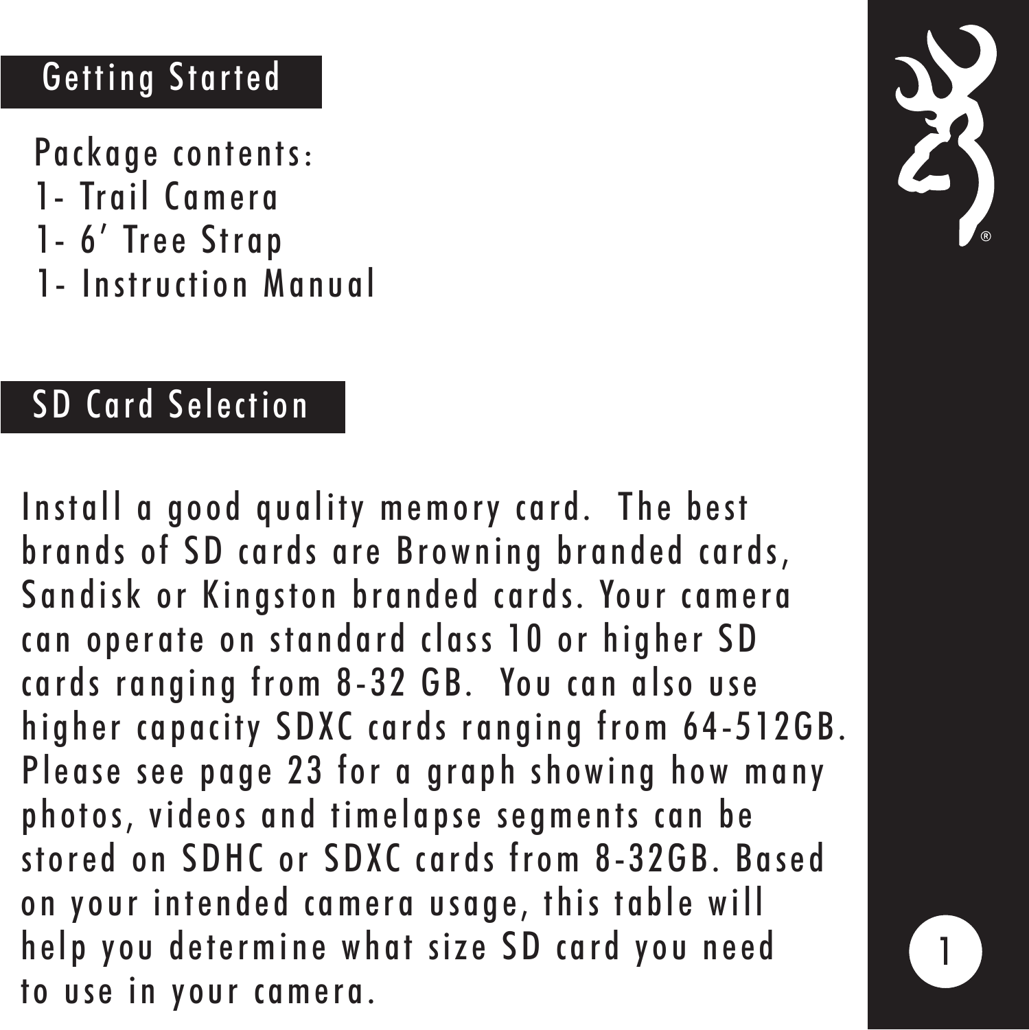## Getting Started

Package contents:
1- Trail Camera
1- 6’ Tree Strap
1- Instruction Manual

## SD Card Selection

Install a good quality memory card. The best brands of SD cards are Browning branded cards, Sandisk or Kingston branded cards. Your camera can operate on standard class 10 or higher SD cards ranging from 8-32 GB. You can also use higher capacity SDXC cards ranging from 64-512GB. Please see page 23 for a graph showing how many photos, videos and timelapse segments can be stored on SDHC or SDXC cards from 8-32GB. Based on your intended camera usage, this table will help you determine what size SD card you need to use in your camera.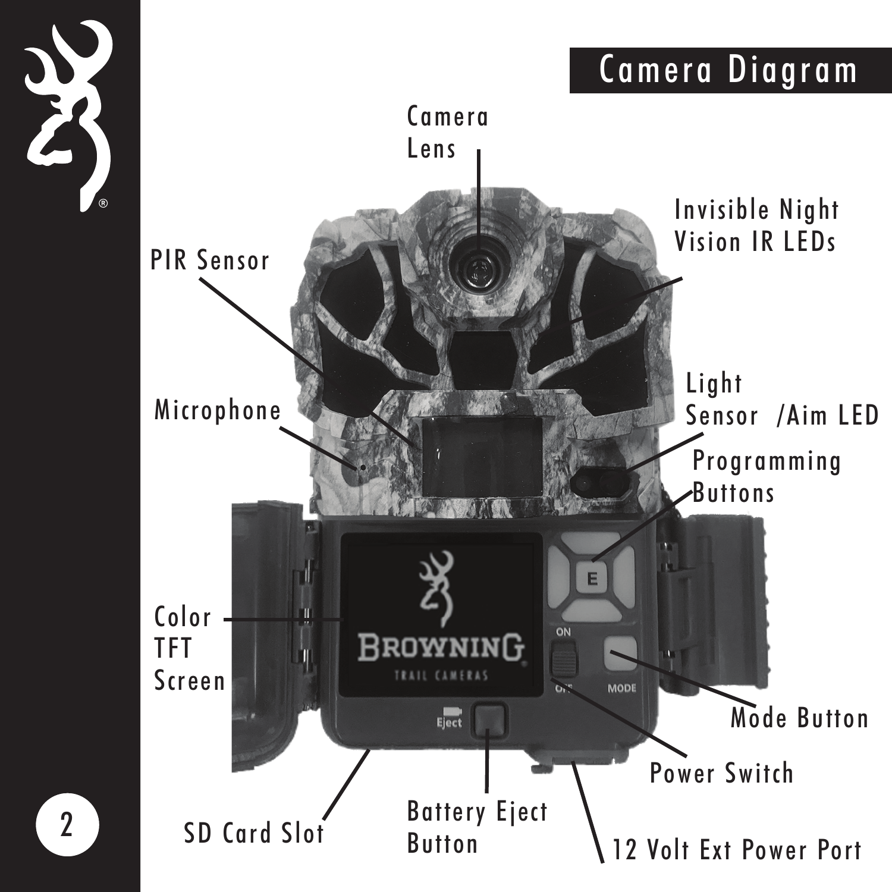# Camera Diagram

Camera Lens

Invisible Night Vision IR LEDs

PIR Sensor

Light Sensor /Aim LED

Microphone

Programming Buttons

Color TFT Screen

Mode Button

Power Switch

SD Card Slot

Battery Eject Button

12 Volt Ext Power Port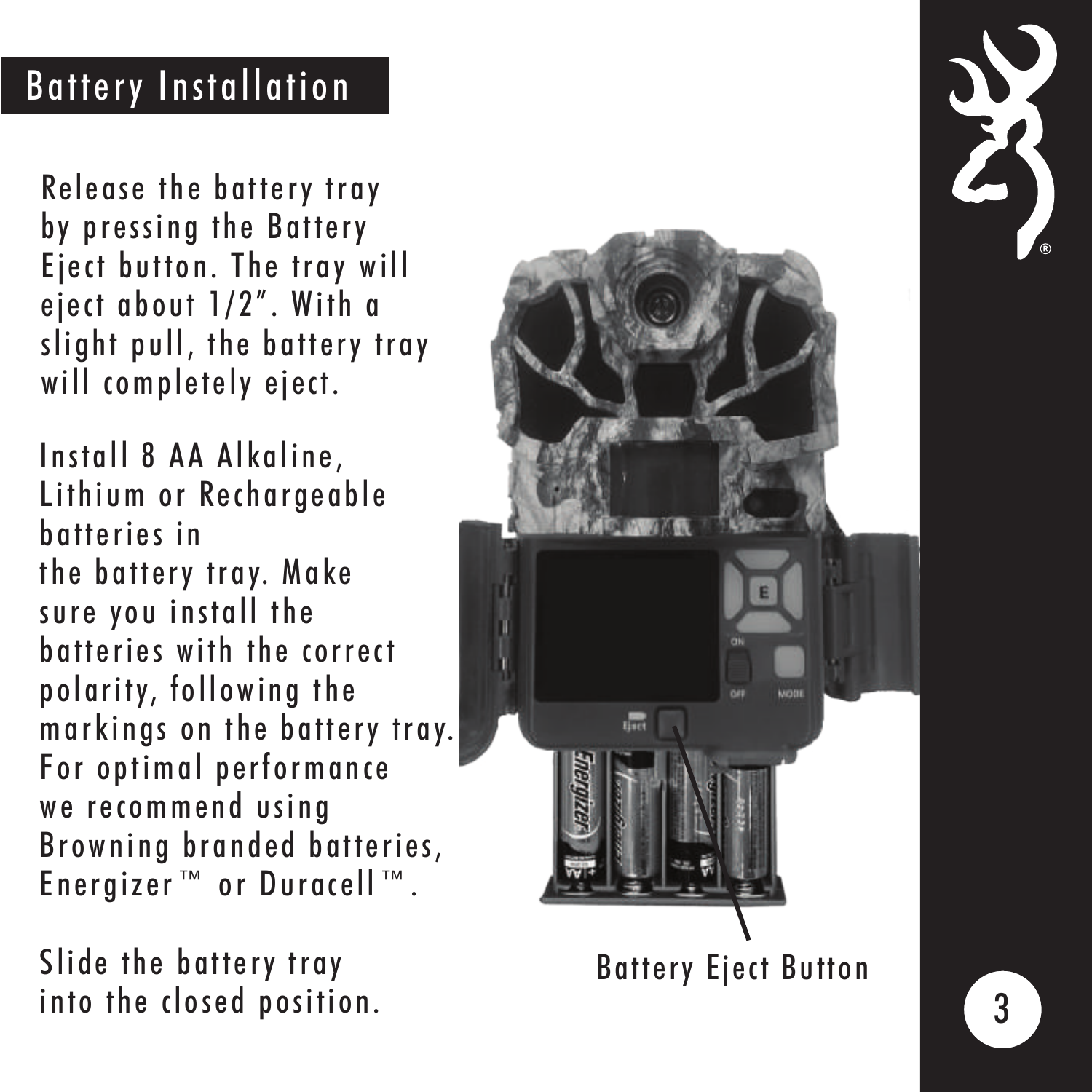# Battery Installation

Release the battery tray by pressing the Battery Eject button. The tray will eject about 1/2". With a slight pull, the battery tray will completely eject.

Install 8 AA Alkaline, Lithium or Rechargeable batteries in the battery tray. Make sure you install the batteries with the correct polarity, following the markings on the battery tray. For optimal performance we recommend using Browning branded batteries, Energizer™ or Duracell™.

Slide the battery tray into the closed position.

Battery Eject Button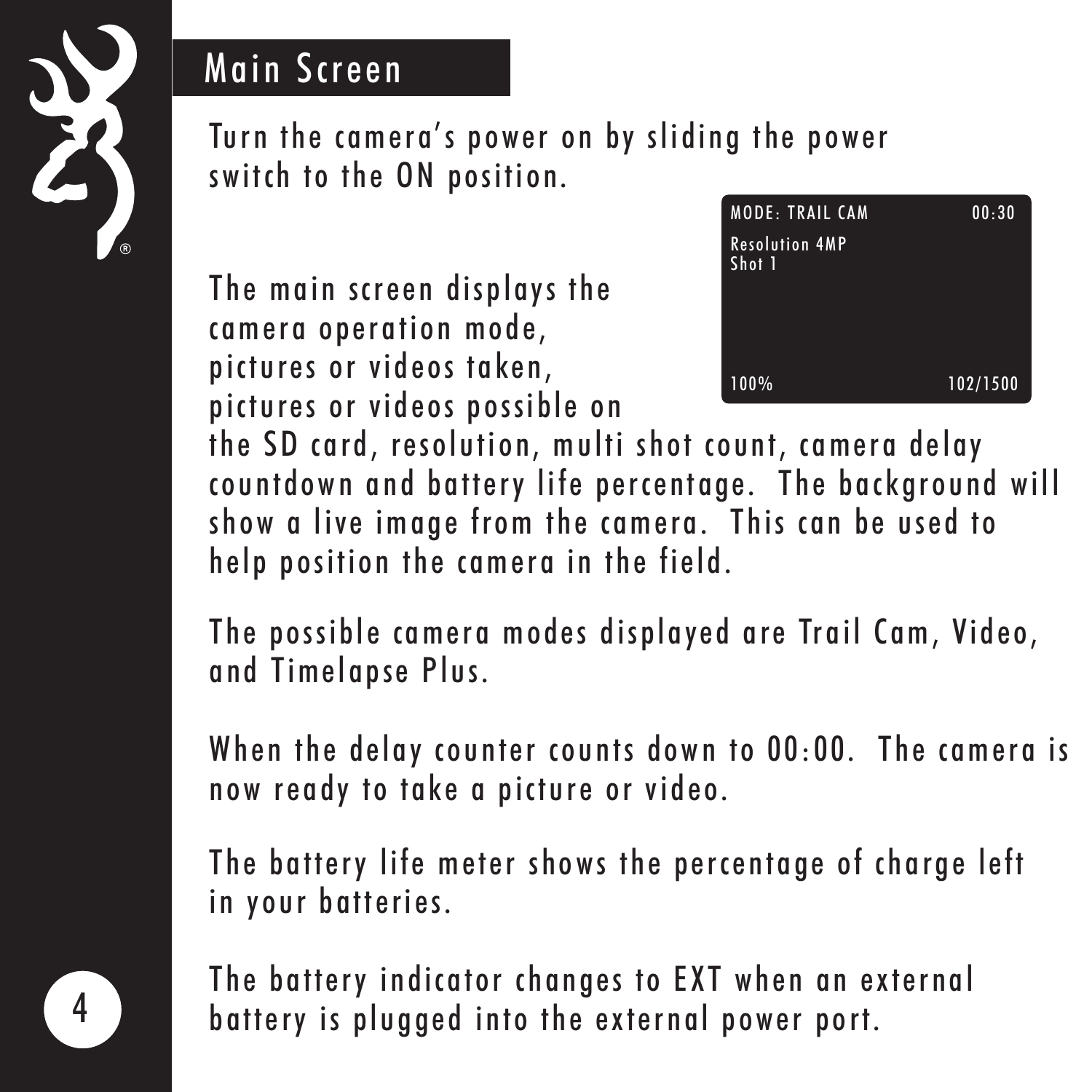# Main Screen

Turn the camera's power on by sliding the power switch to the ON position.

```
MODE: TRAIL CAM              00:30
Resolution 4MP
Shot 1



100%                      102/1500
```

The main screen displays the camera operation mode, pictures or videos taken, pictures or videos possible on the SD card, resolution, multi shot count, camera delay countdown and battery life percentage. The background will show a live image from the camera. This can be used to help position the camera in the field.

The possible camera modes displayed are Trail Cam, Video, and Timelapse Plus.

When the delay counter counts down to 00:00. The camera is now ready to take a picture or video.

The battery life meter shows the percentage of charge left in your batteries.

The battery indicator changes to EXT when an external battery is plugged into the external power port.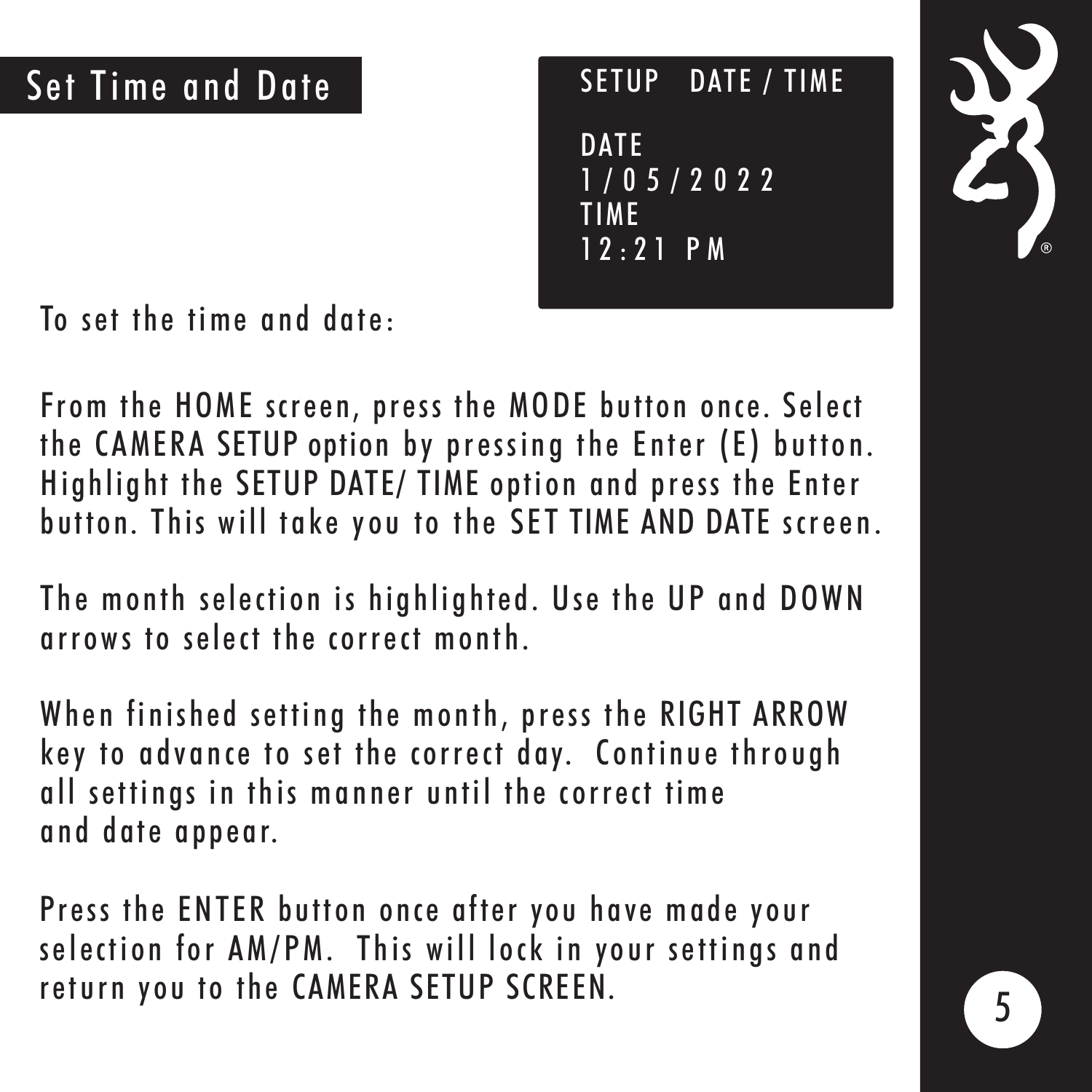# Set Time and Date

SETUP DATE / TIME

DATE
1/05/2022
TIME
12:21 PM

To set the time and date:

From the HOME screen, press the MODE button once. Select the CAMERA SETUP option by pressing the Enter (E) button. Highlight the SETUP DATE/ TIME option and press the Enter button. This will take you to the SET TIME AND DATE screen.

The month selection is highlighted. Use the UP and DOWN arrows to select the correct month.

When finished setting the month, press the RIGHT ARROW key to advance to set the correct day. Continue through all settings in this manner until the correct time and date appear.

Press the ENTER button once after you have made your selection for AM/PM. This will lock in your settings and return you to the CAMERA SETUP SCREEN.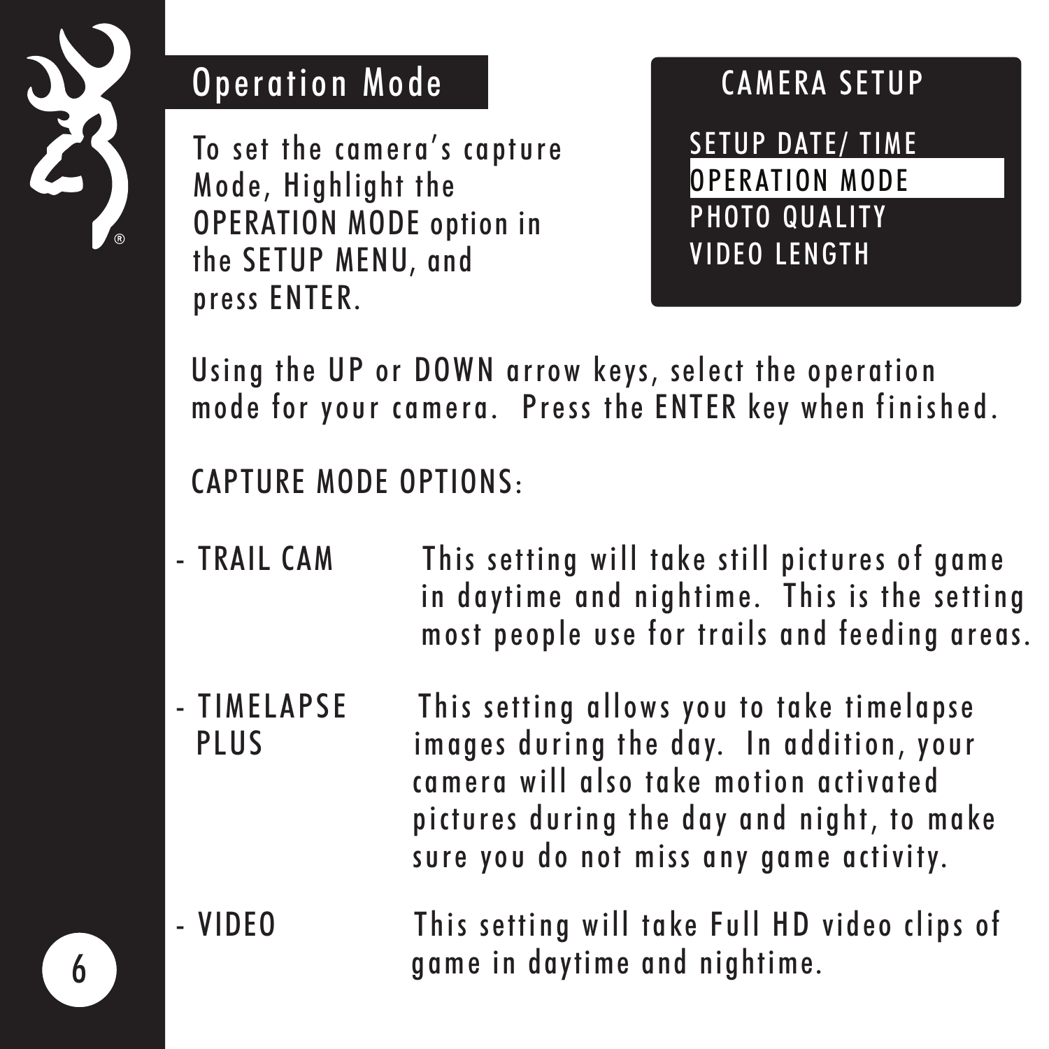## Operation Mode

To set the camera's capture Mode, Highlight the OPERATION MODE option in the SETUP MENU, and press ENTER.

**CAMERA SETUP**

- SETUP DATE/ TIME
- OPERATION MODE
- PHOTO QUALITY
- VIDEO LENGTH

Using the UP or DOWN arrow keys, select the operation mode for your camera. Press the ENTER key when finished.

CAPTURE MODE OPTIONS:

- TRAIL CAM — This setting will take still pictures of game in daytime and nightime. This is the setting most people use for trails and feeding areas.
- TIMELAPSE PLUS — This setting allows you to take timelapse images during the day. In addition, your camera will also take motion activated pictures during the day and night, to make sure you do not miss any game activity.
- VIDEO — This setting will take Full HD video clips of game in daytime and nightime.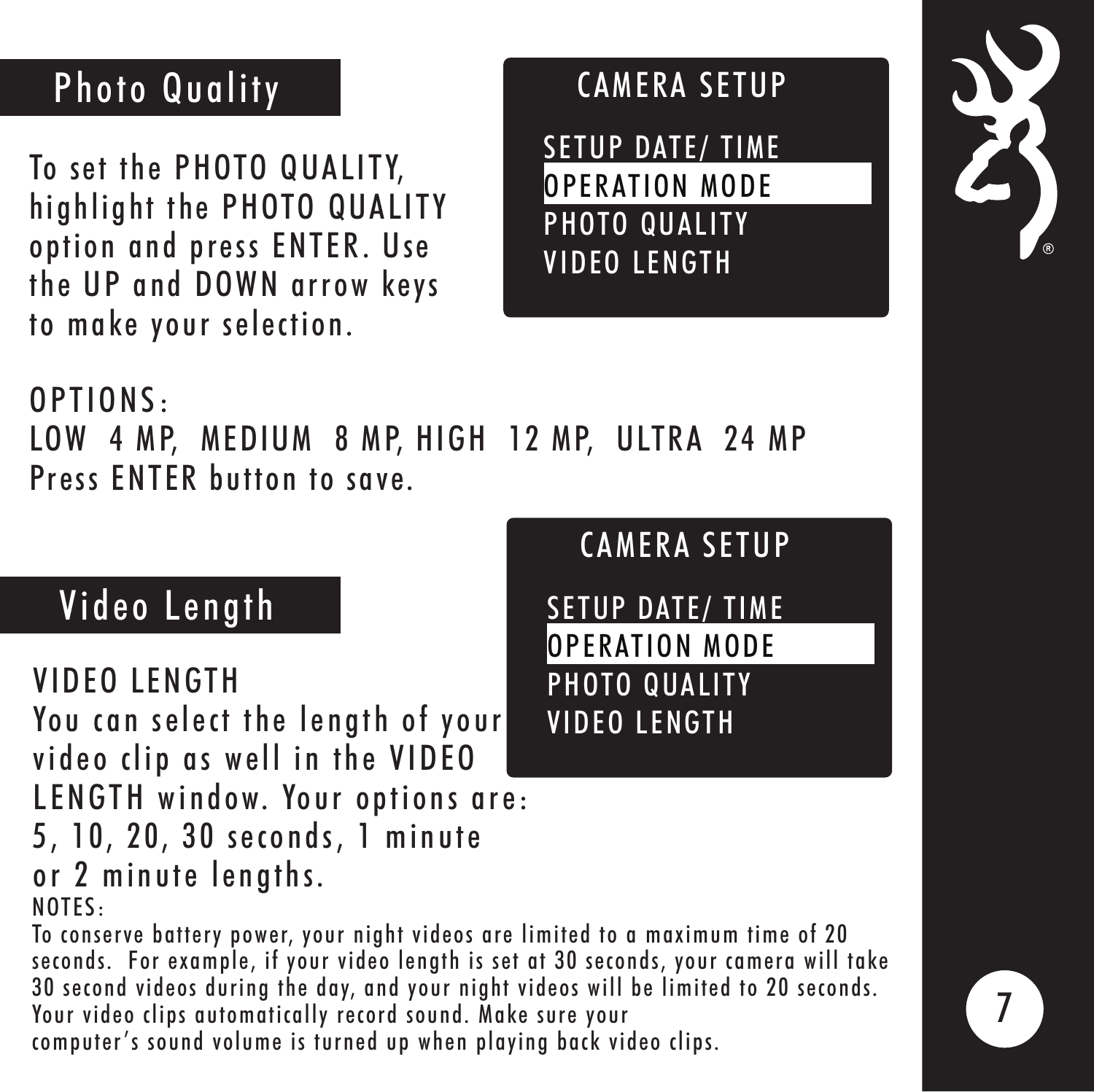## Photo Quality

To set the PHOTO QUALITY, highlight the PHOTO QUALITY option and press ENTER. Use the UP and DOWN arrow keys to make your selection.

CAMERA SETUP

SETUP DATE/ TIME
OPERATION MODE
PHOTO QUALITY
VIDEO LENGTH

OPTIONS:
LOW 4 MP, MEDIUM 8 MP, HIGH 12 MP, ULTRA 24 MP
Press ENTER button to save.

## Video Length

CAMERA SETUP

SETUP DATE/ TIME
OPERATION MODE
PHOTO QUALITY
VIDEO LENGTH

VIDEO LENGTH
You can select the length of your video clip as well in the VIDEO LENGTH window. Your options are: 5, 10, 20, 30 seconds, 1 minute or 2 minute lengths.

NOTES:
To conserve battery power, your night videos are limited to a maximum time of 20 seconds. For example, if your video length is set at 30 seconds, your camera will take 30 second videos during the day, and your night videos will be limited to 20 seconds. Your video clips automatically record sound. Make sure your computer's sound volume is turned up when playing back video clips.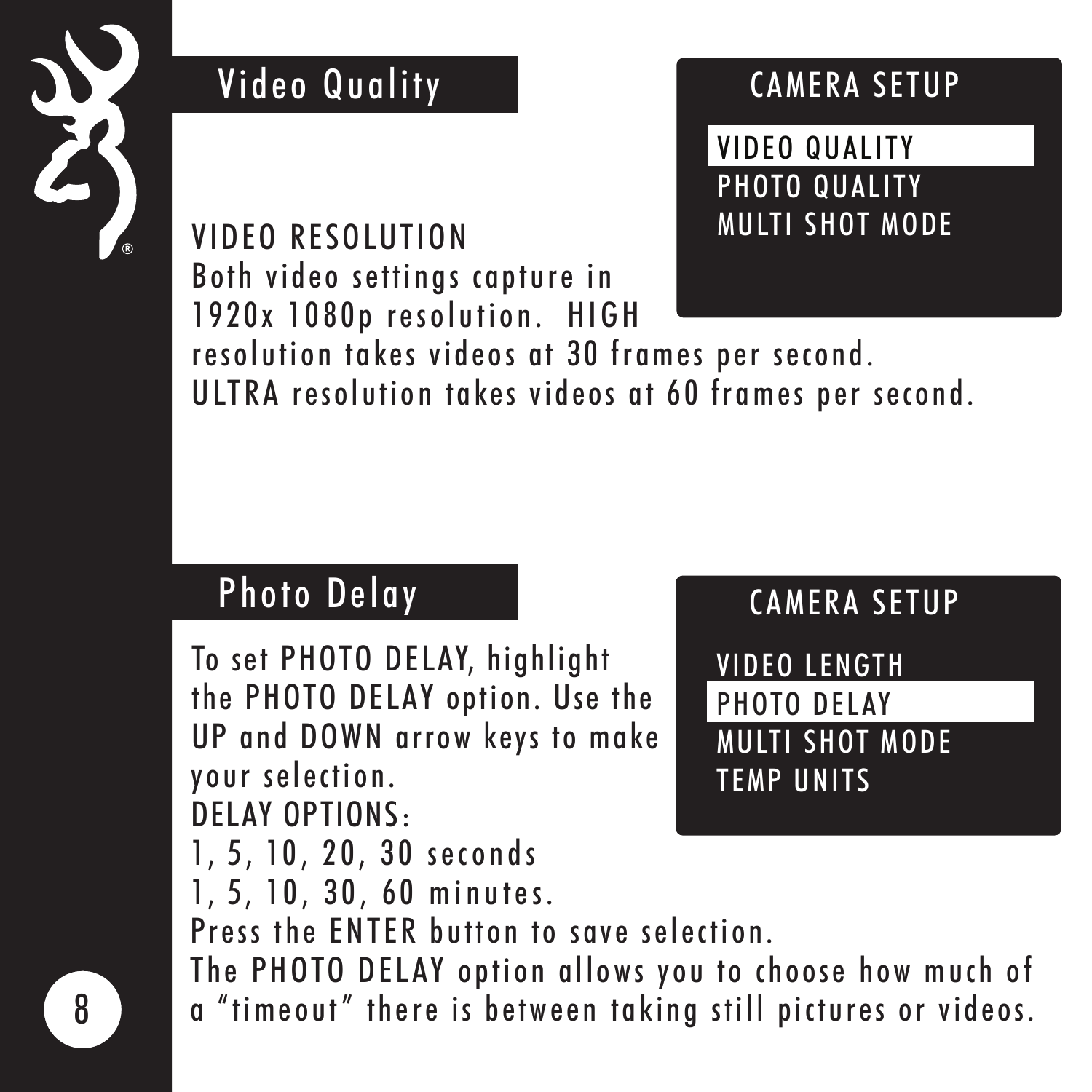## Video Quality

**CAMERA SETUP**

- VIDEO QUALITY
- PHOTO QUALITY
- MULTI SHOT MODE

VIDEO RESOLUTION
Both video settings capture in 1920x 1080p resolution. HIGH resolution takes videos at 30 frames per second. ULTRA resolution takes videos at 60 frames per second.

## Photo Delay

**CAMERA SETUP**

- VIDEO LENGTH
- PHOTO DELAY
- MULTI SHOT MODE
- TEMP UNITS

To set PHOTO DELAY, highlight the PHOTO DELAY option. Use the UP and DOWN arrow keys to make your selection.
DELAY OPTIONS:
1, 5, 10, 20, 30 seconds
1, 5, 10, 30, 60 minutes.
Press the ENTER button to save selection.
The PHOTO DELAY option allows you to choose how much of a "timeout" there is between taking still pictures or videos.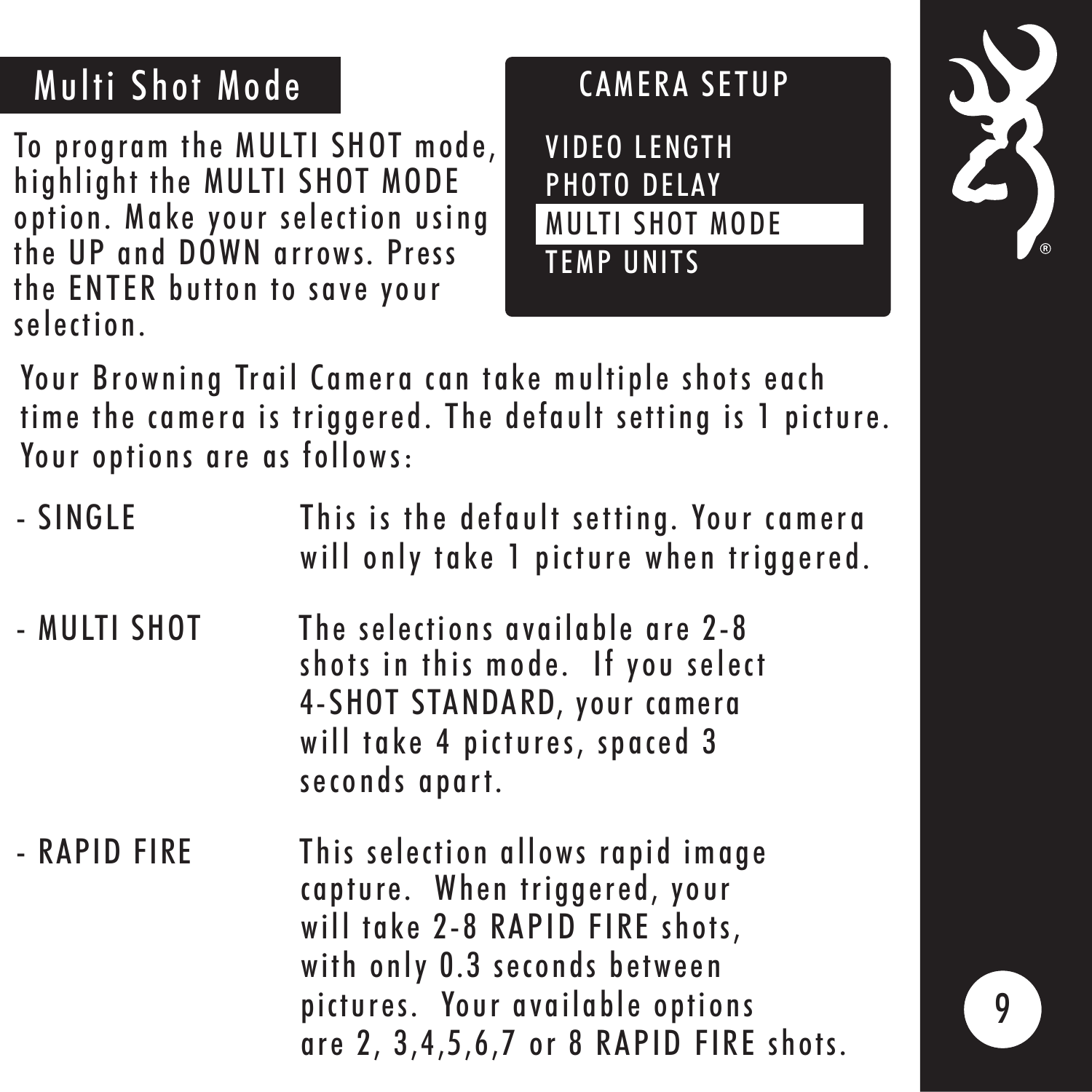## Multi Shot Mode

To program the MULTI SHOT mode, highlight the MULTI SHOT MODE option. Make your selection using the UP and DOWN arrows. Press the ENTER button to save your selection.

**CAMERA SETUP**

- VIDEO LENGTH
- PHOTO DELAY
- MULTI SHOT MODE
- TEMP UNITS

Your Browning Trail Camera can take multiple shots each time the camera is triggered. The default setting is 1 picture. Your options are as follows:

- SINGLE — This is the default setting. Your camera will only take 1 picture when triggered.
- MULTI SHOT — The selections available are 2-8 shots in this mode. If you select 4-SHOT STANDARD, your camera will take 4 pictures, spaced 3 seconds apart.
- RAPID FIRE — This selection allows rapid image capture. When triggered, your will take 2-8 RAPID FIRE shots, with only 0.3 seconds between pictures. Your available options are 2, 3,4,5,6,7 or 8 RAPID FIRE shots.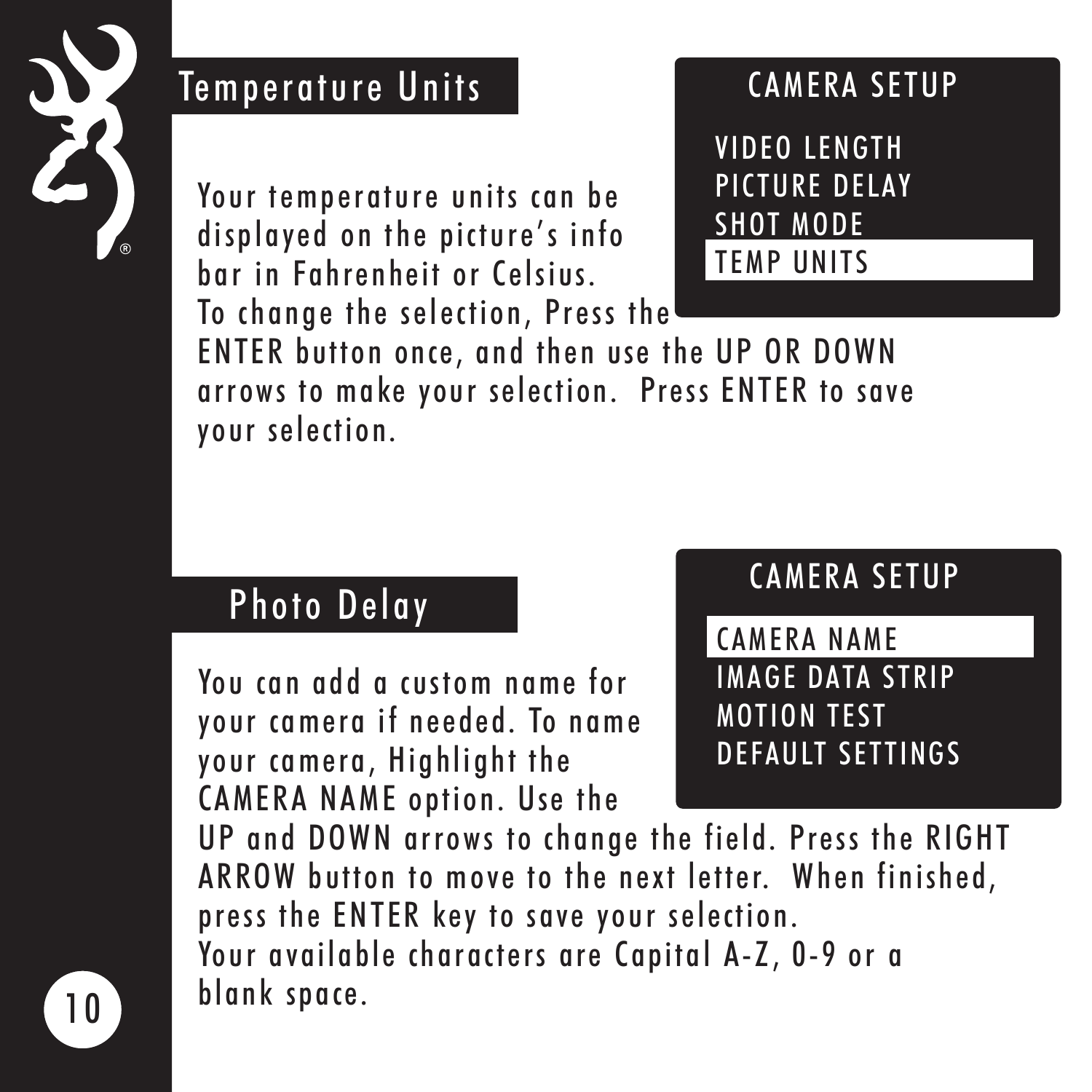## Temperature Units

CAMERA SETUP

- VIDEO LENGTH
- PICTURE DELAY
- SHOT MODE
- TEMP UNITS

Your temperature units can be displayed on the picture's info bar in Fahrenheit or Celsius. To change the selection, Press the ENTER button once, and then use the UP OR DOWN arrows to make your selection. Press ENTER to save your selection.

## Photo Delay

CAMERA SETUP

- CAMERA NAME
- IMAGE DATA STRIP
- MOTION TEST
- DEFAULT SETTINGS

You can add a custom name for your camera if needed. To name your camera, Highlight the CAMERA NAME option. Use the UP and DOWN arrows to change the field. Press the RIGHT ARROW button to move to the next letter. When finished, press the ENTER key to save your selection.
Your available characters are Capital A-Z, 0-9 or a blank space.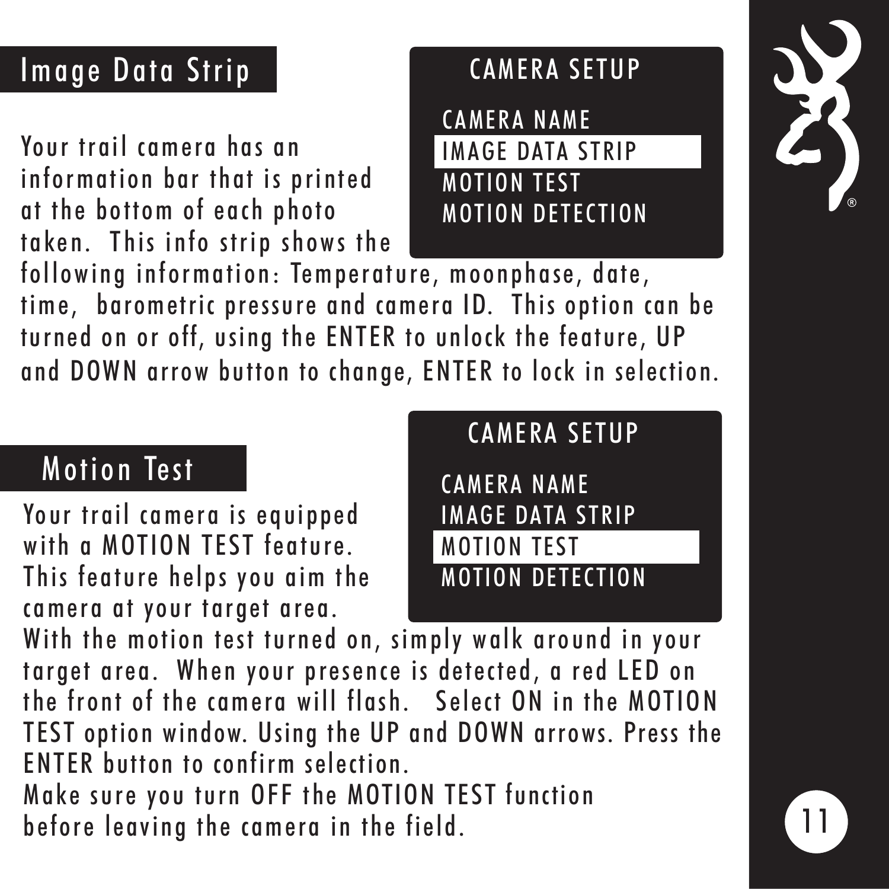## Image Data Strip

CAMERA SETUP

- CAMERA NAME
- IMAGE DATA STRIP
- MOTION TEST
- MOTION DETECTION

Your trail camera has an information bar that is printed at the bottom of each photo taken. This info strip shows the following information: Temperature, moonphase, date, time, barometric pressure and camera ID. This option can be turned on or off, using the ENTER to unlock the feature, UP and DOWN arrow button to change, ENTER to lock in selection.

## Motion Test

CAMERA SETUP

- CAMERA NAME
- IMAGE DATA STRIP
- MOTION TEST
- MOTION DETECTION

Your trail camera is equipped with a MOTION TEST feature. This feature helps you aim the camera at your target area. With the motion test turned on, simply walk around in your target area. When your presence is detected, a red LED on the front of the camera will flash. Select ON in the MOTION TEST option window. Using the UP and DOWN arrows. Press the ENTER button to confirm selection.
Make sure you turn OFF the MOTION TEST function before leaving the camera in the field.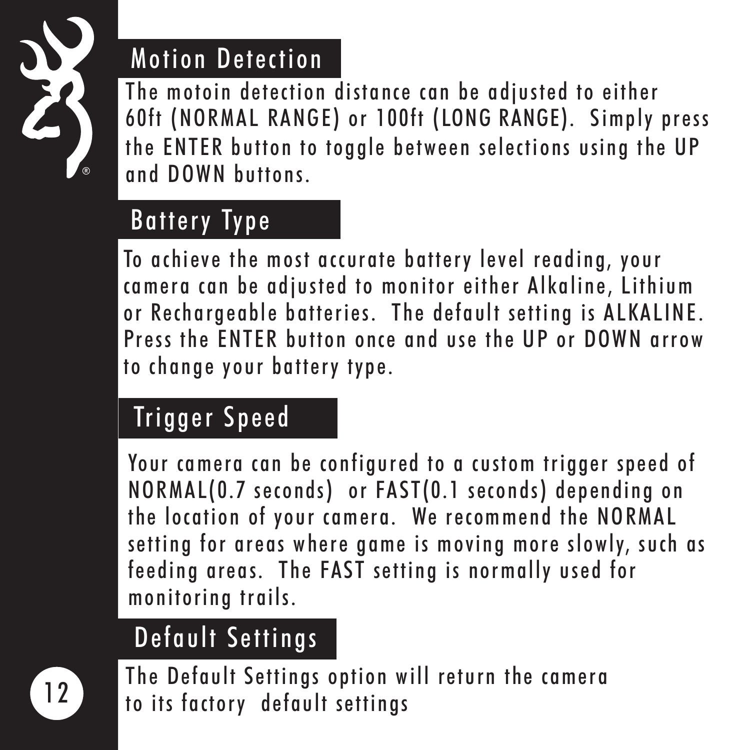## Motion Detection

The motoin detection distance can be adjusted to either 60ft (NORMAL RANGE) or 100ft (LONG RANGE). Simply press the ENTER button to toggle between selections using the UP and DOWN buttons.

## Battery Type

To achieve the most accurate battery level reading, your camera can be adjusted to monitor either Alkaline, Lithium or Rechargeable batteries. The default setting is ALKALINE. Press the ENTER button once and use the UP or DOWN arrow to change your battery type.

## Trigger Speed

Your camera can be configured to a custom trigger speed of NORMAL(0.7 seconds) or FAST(0.1 seconds) depending on the location of your camera. We recommend the NORMAL setting for areas where game is moving more slowly, such as feeding areas. The FAST setting is normally used for monitoring trails.

## Default Settings

The Default Settings option will return the camera to its factory default settings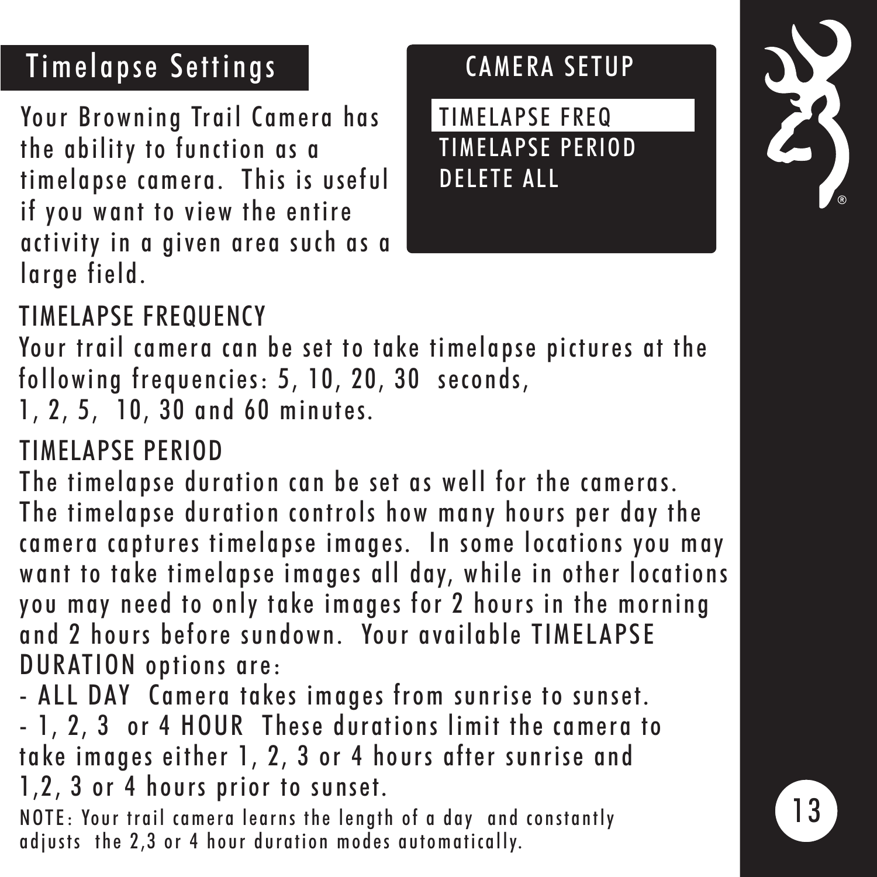## Timelapse Settings

Your Browning Trail Camera has the ability to function as a timelapse camera. This is useful if you want to view the entire activity in a given area such as a large field.

**CAMERA SETUP**

- TIMELAPSE FREQ
- TIMELAPSE PERIOD
- DELETE ALL

### TIMELAPSE FREQUENCY

Your trail camera can be set to take timelapse pictures at the following frequencies: 5, 10, 20, 30 seconds, 1, 2, 5, 10, 30 and 60 minutes.

### TIMELAPSE PERIOD

The timelapse duration can be set as well for the cameras. The timelapse duration controls how many hours per day the camera captures timelapse images. In some locations you may want to take timelapse images all day, while in other locations you may need to only take images for 2 hours in the morning and 2 hours before sundown. Your available TIMELAPSE DURATION options are:

- ALL DAY Camera takes images from sunrise to sunset.
- 1, 2, 3 or 4 HOUR These durations limit the camera to take images either 1, 2, 3 or 4 hours after sunrise and 1,2, 3 or 4 hours prior to sunset.

NOTE: Your trail camera learns the length of a day and constantly adjusts the 2,3 or 4 hour duration modes automatically.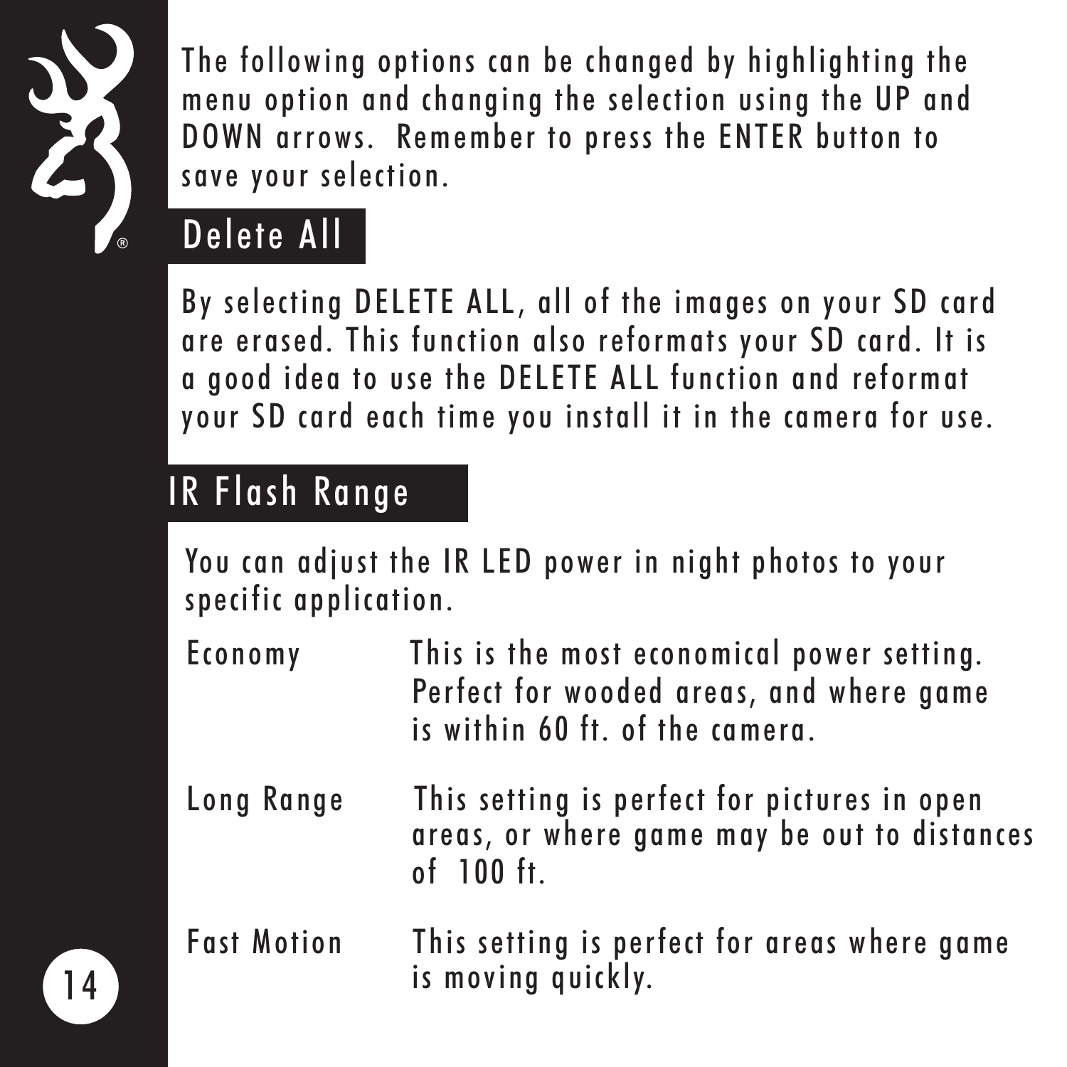The following options can be changed by highlighting the menu option and changing the selection using the UP and DOWN arrows. Remember to press the ENTER button to save your selection.

## Delete All

By selecting DELETE ALL, all of the images on your SD card are erased. This function also reformats your SD card. It is a good idea to use the DELETE ALL function and reformat your SD card each time you install it in the camera for use.

## IR Flash Range

You can adjust the IR LED power in night photos to your specific application.

| | |
|---|---|
| Economy | This is the most economical power setting. Perfect for wooded areas, and where game is within 60 ft. of the camera. |
| Long Range | This setting is perfect for pictures in open areas, or where game may be out to distances of 100 ft. |
| Fast Motion | This setting is perfect for areas where game is moving quickly. |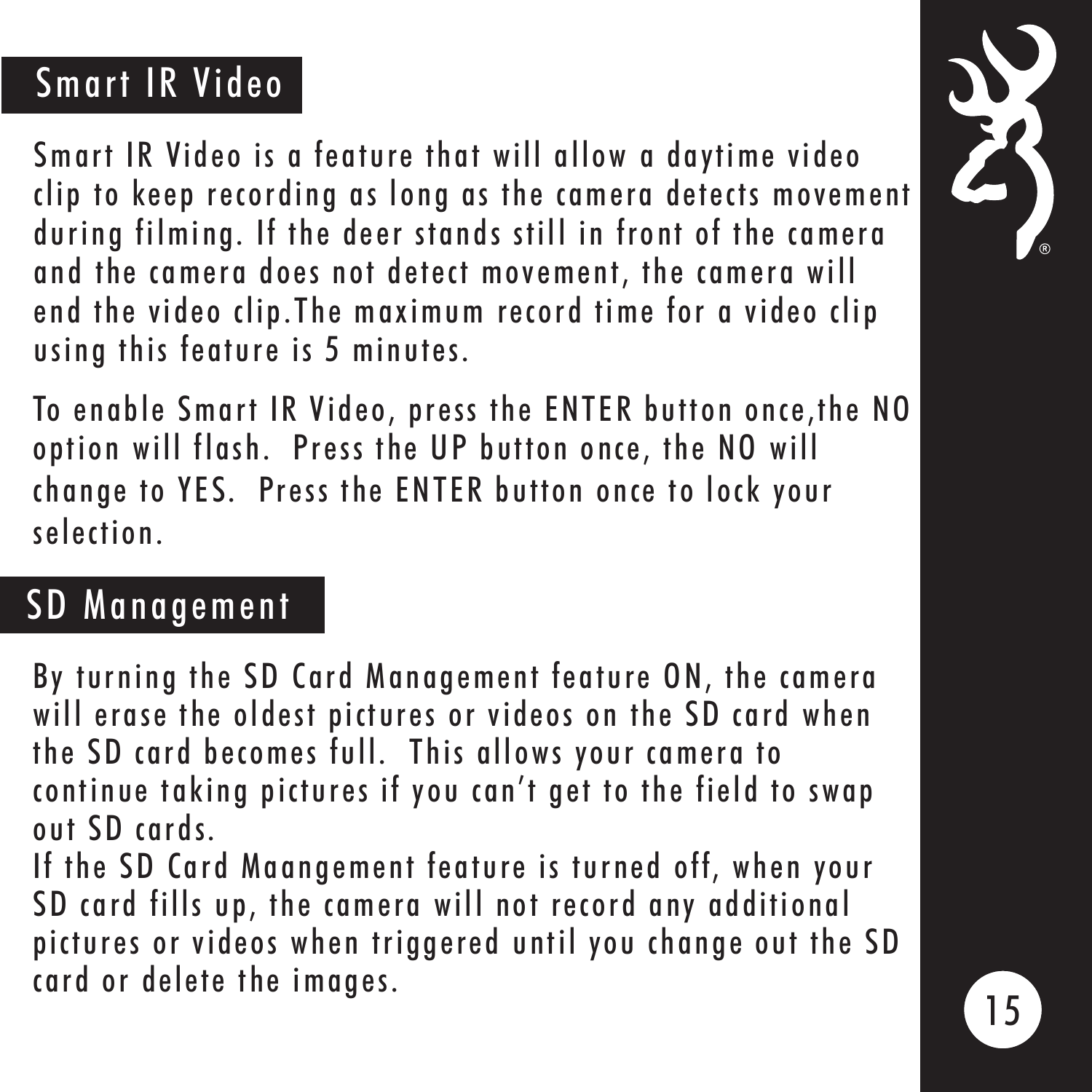## Smart IR Video

Smart IR Video is a feature that will allow a daytime video clip to keep recording as long as the camera detects movement during filming. If the deer stands still in front of the camera and the camera does not detect movement, the camera will end the video clip.The maximum record time for a video clip using this feature is 5 minutes.

To enable Smart IR Video, press the ENTER button once,the NO option will flash.  Press the UP button once, the NO will change to YES.  Press the ENTER button once to lock your selection.

## SD Management

By turning the SD Card Management feature ON, the camera will erase the oldest pictures or videos on the SD card when the SD card becomes full.  This allows your camera to continue taking pictures if you can't get to the field to swap out SD cards.
If the SD Card Maangement feature is turned off, when your SD card fills up, the camera will not record any additional pictures or videos when triggered until you change out the SD card or delete the images.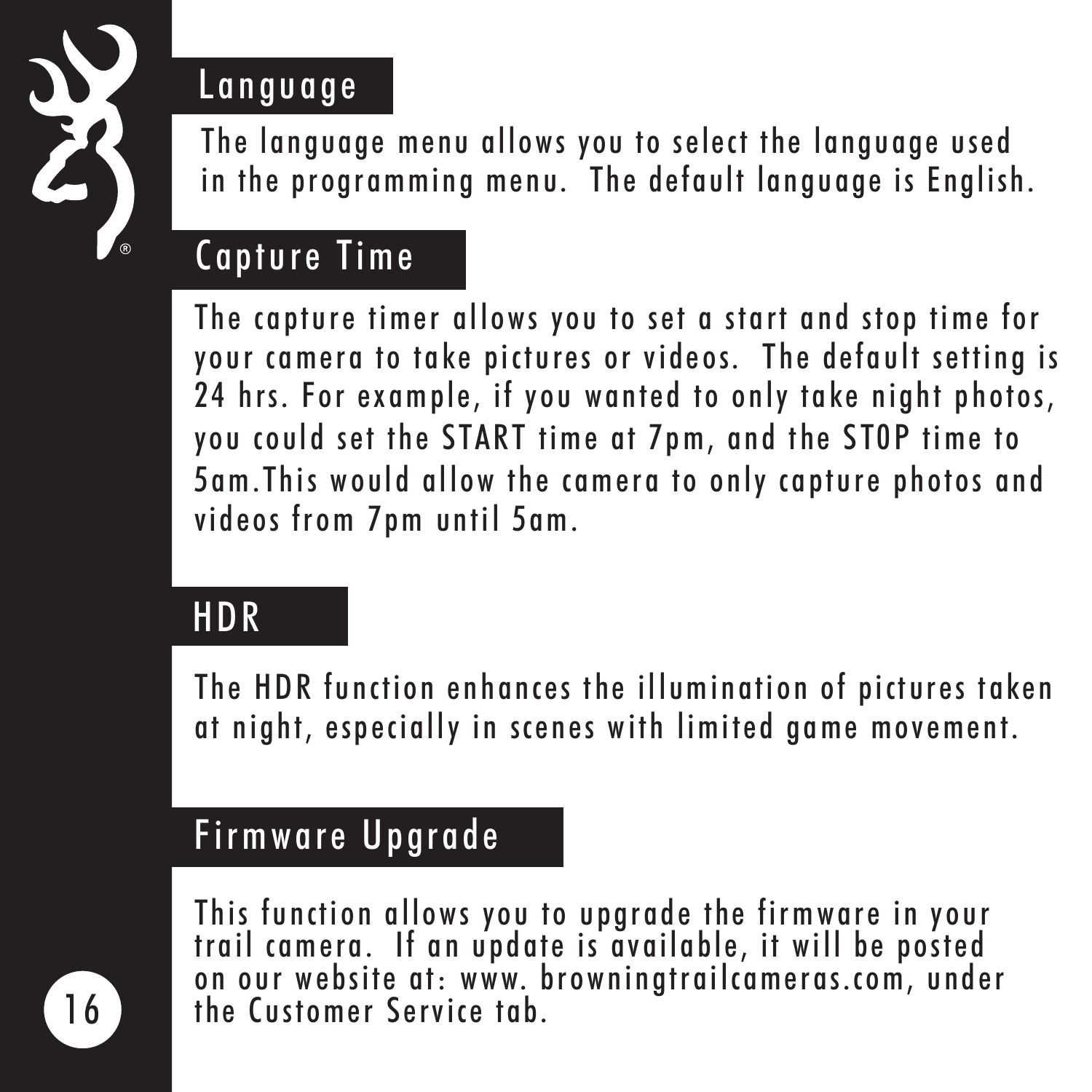## Language

The language menu allows you to select the language used in the programming menu. The default language is English.

## Capture Time

The capture timer allows you to set a start and stop time for your camera to take pictures or videos. The default setting is 24 hrs. For example, if you wanted to only take night photos, you could set the START time at 7pm, and the STOP time to 5am.This would allow the camera to only capture photos and videos from 7pm until 5am.

## HDR

The HDR function enhances the illumination of pictures taken at night, especially in scenes with limited game movement.

## Firmware Upgrade

This function allows you to upgrade the firmware in your trail camera. If an update is available, it will be posted on our website at: www. browningtrailcameras.com, under the Customer Service tab.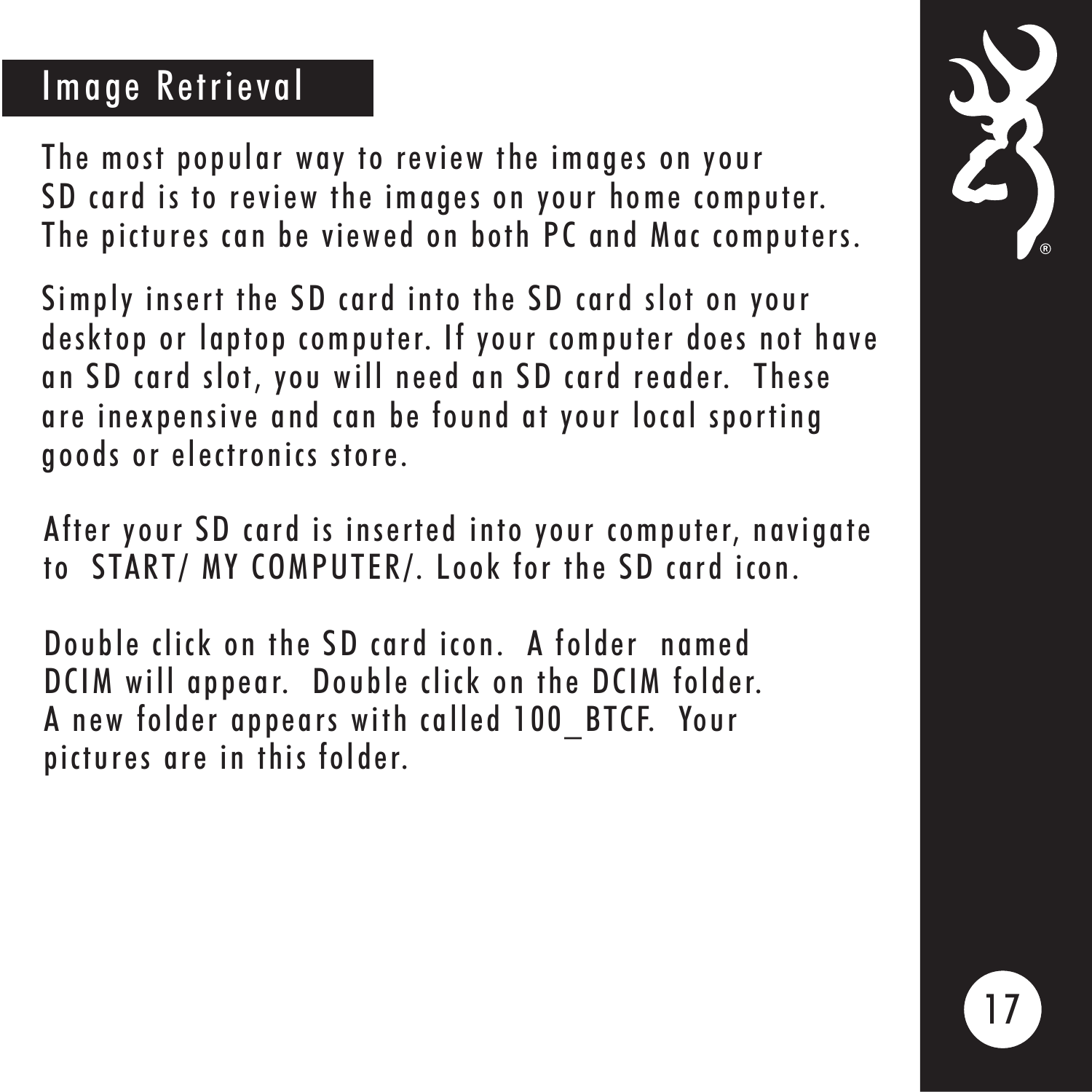# Image Retrieval

The most popular way to review the images on your SD card is to review the images on your home computer. The pictures can be viewed on both PC and Mac computers.

Simply insert the SD card into the SD card slot on your desktop or laptop computer. If your computer does not have an SD card slot, you will need an SD card reader. These are inexpensive and can be found at your local sporting goods or electronics store.

After your SD card is inserted into your computer, navigate to START/ MY COMPUTER/. Look for the SD card icon.

Double click on the SD card icon. A folder named DCIM will appear. Double click on the DCIM folder. A new folder appears with called 100_BTCF. Your pictures are in this folder.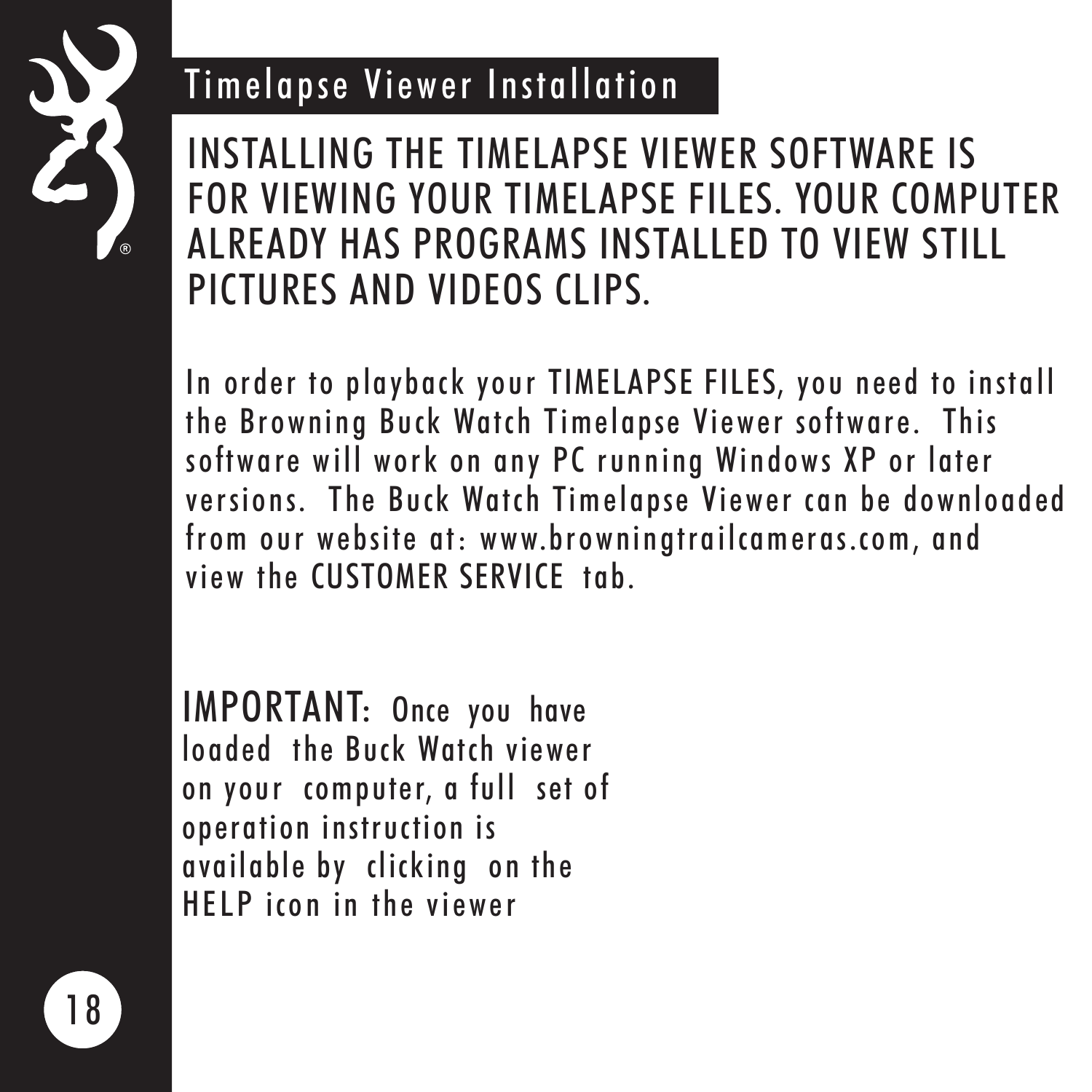# Timelapse Viewer Installation

INSTALLING THE TIMELAPSE VIEWER SOFTWARE IS FOR VIEWING YOUR TIMELAPSE FILES. YOUR COMPUTER ALREADY HAS PROGRAMS INSTALLED TO VIEW STILL PICTURES AND VIDEOS CLIPS.

In order to playback your TIMELAPSE FILES, you need to install the Browning Buck Watch Timelapse Viewer software. This software will work on any PC running Windows XP or later versions. The Buck Watch Timelapse Viewer can be downloaded from our website at: www.browningtrailcameras.com, and view the CUSTOMER SERVICE tab.

IMPORTANT: Once you have loaded the Buck Watch viewer on your computer, a full set of operation instruction is available by clicking on the HELP icon in the viewer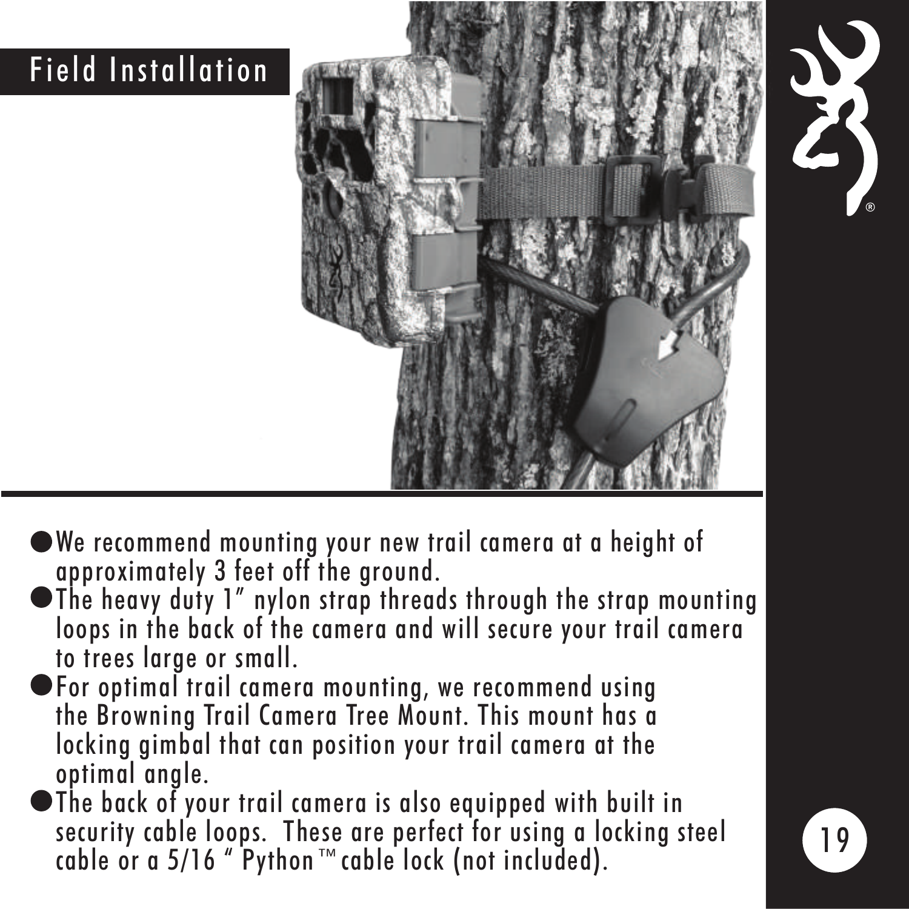# Field Installation

- We recommend mounting your new trail camera at a height of approximately 3 feet off the ground.
- The heavy duty 1" nylon strap threads through the strap mounting loops in the back of the camera and will secure your trail camera to trees large or small.
- For optimal trail camera mounting, we recommend using the Browning Trail Camera Tree Mount. This mount has a locking gimbal that can position your trail camera at the optimal angle.
- The back of your trail camera is also equipped with built in security cable loops. These are perfect for using a locking steel cable or a 5/16 " Python™ cable lock (not included).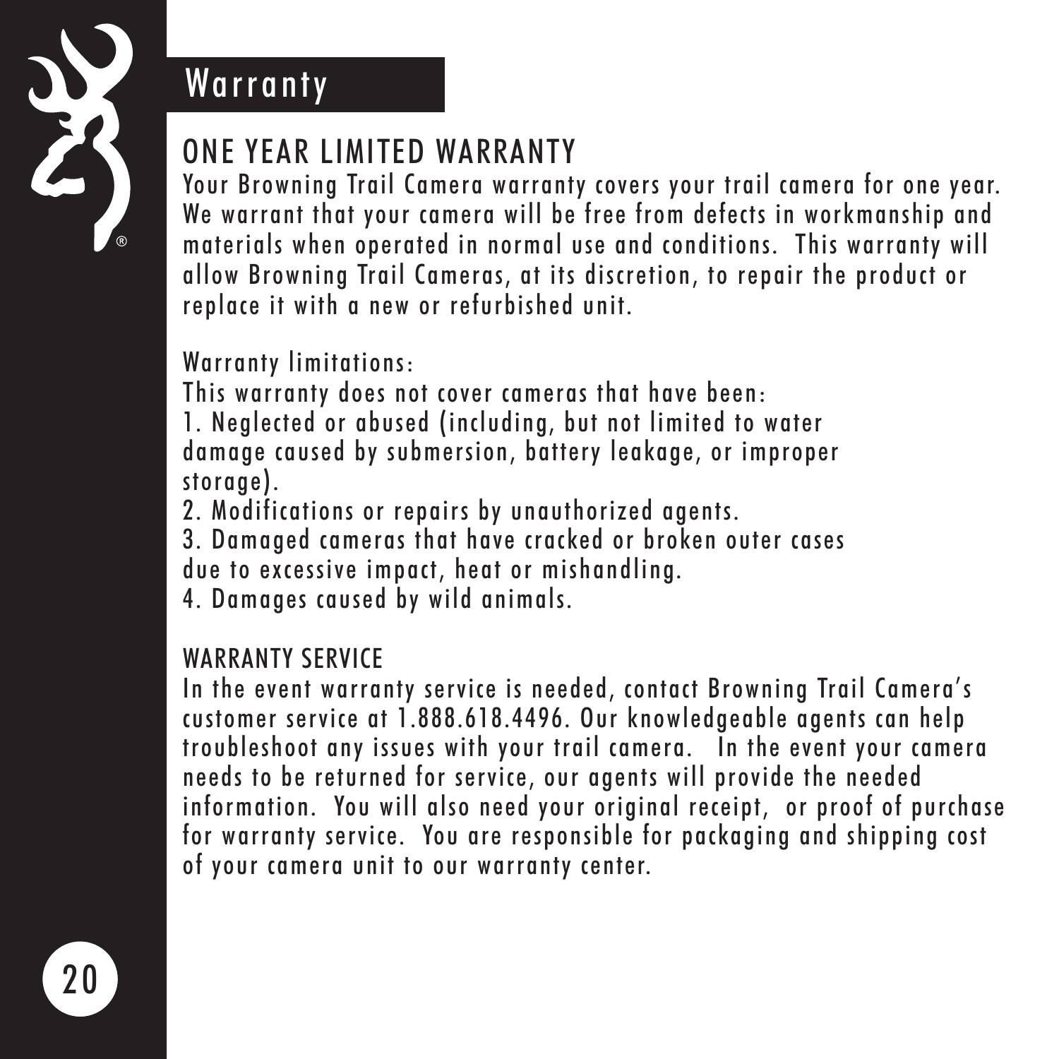# Warranty

## ONE YEAR LIMITED WARRANTY

Your Browning Trail Camera warranty covers your trail camera for one year. We warrant that your camera will be free from defects in workmanship and materials when operated in normal use and conditions. This warranty will allow Browning Trail Cameras, at its discretion, to repair the product or replace it with a new or refurbished unit.

Warranty limitations:

This warranty does not cover cameras that have been:

1. Neglected or abused (including, but not limited to water damage caused by submersion, battery leakage, or improper storage).
2. Modifications or repairs by unauthorized agents.
3. Damaged cameras that have cracked or broken outer cases due to excessive impact, heat or mishandling.
4. Damages caused by wild animals.

## WARRANTY SERVICE

In the event warranty service is needed, contact Browning Trail Camera's customer service at 1.888.618.4496. Our knowledgeable agents can help troubleshoot any issues with your trail camera. In the event your camera needs to be returned for service, our agents will provide the needed information. You will also need your original receipt, or proof of purchase for warranty service. You are responsible for packaging and shipping cost of your camera unit to our warranty center.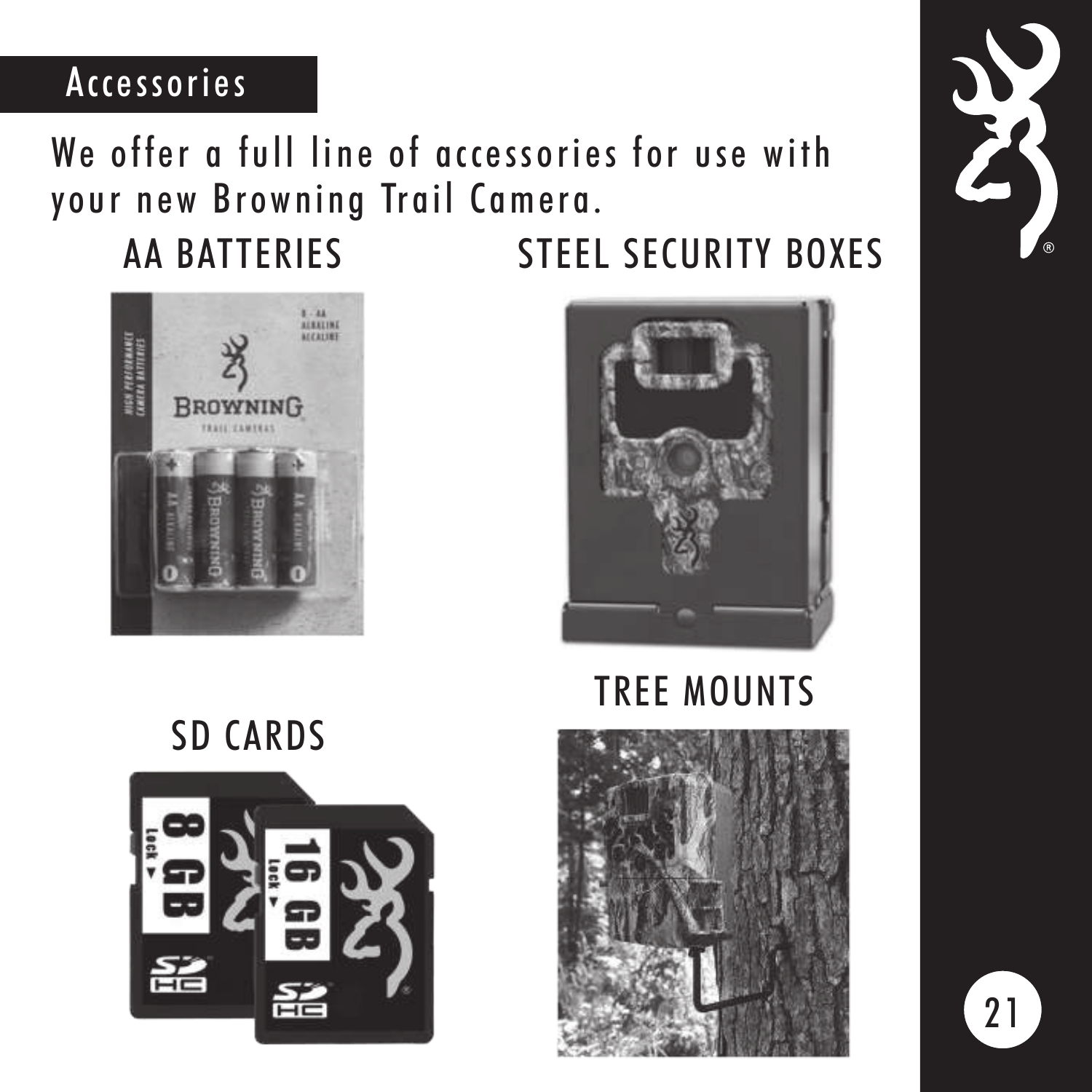## Accessories

We offer a full line of accessories for use with your new Browning Trail Camera.

AA BATTERIES

STEEL SECURITY BOXES

SD CARDS

TREE MOUNTS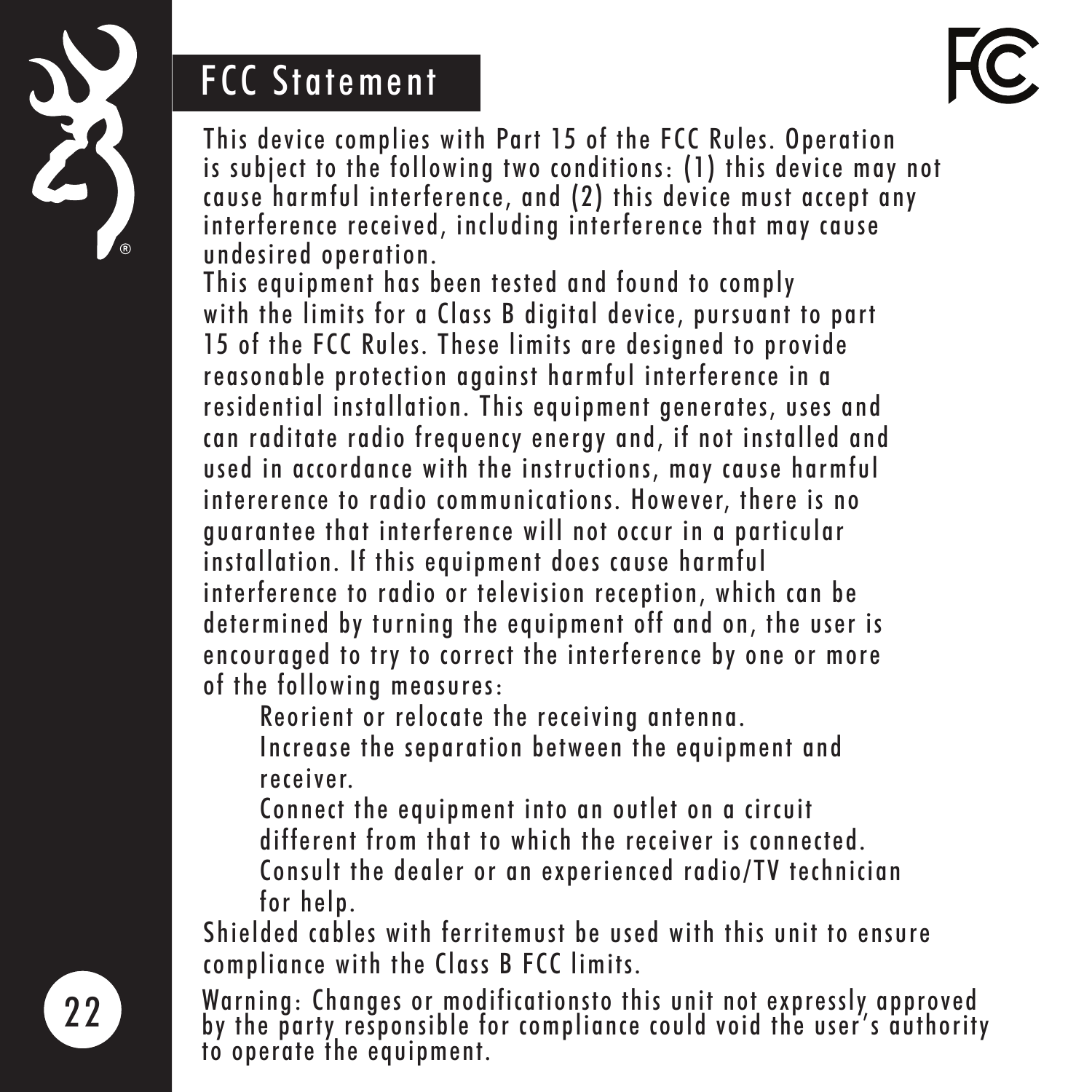## FCC Statement

This device complies with Part 15 of the FCC Rules. Operation is subject to the following two conditions: (1) this device may not cause harmful interference, and (2) this device must accept any interference received, including interference that may cause undesired operation.

This equipment has been tested and found to comply with the limits for a Class B digital device, pursuant to part 15 of the FCC Rules. These limits are designed to provide reasonable protection against harmful interference in a residential installation. This equipment generates, uses and can raditate radio frequency energy and, if not installed and used in accordance with the instructions, may cause harmful intererence to radio communications. However, there is no guarantee that interference will not occur in a particular installation. If this equipment does cause harmful interference to radio or television reception, which can be determined by turning the equipment off and on, the user is encouraged to try to correct the interference by one or more of the following measures:

- Reorient or relocate the receiving antenna.
- Increase the separation between the equipment and receiver.
- Connect the equipment into an outlet on a circuit different from that to which the receiver is connected.
- Consult the dealer or an experienced radio/TV technician for help.

Shielded cables with ferritemust be used with this unit to ensure compliance with the Class B FCC limits.

Warning: Changes or modificationsto this unit not expressly approved by the party responsible for compliance could void the user's authority to operate the equipment.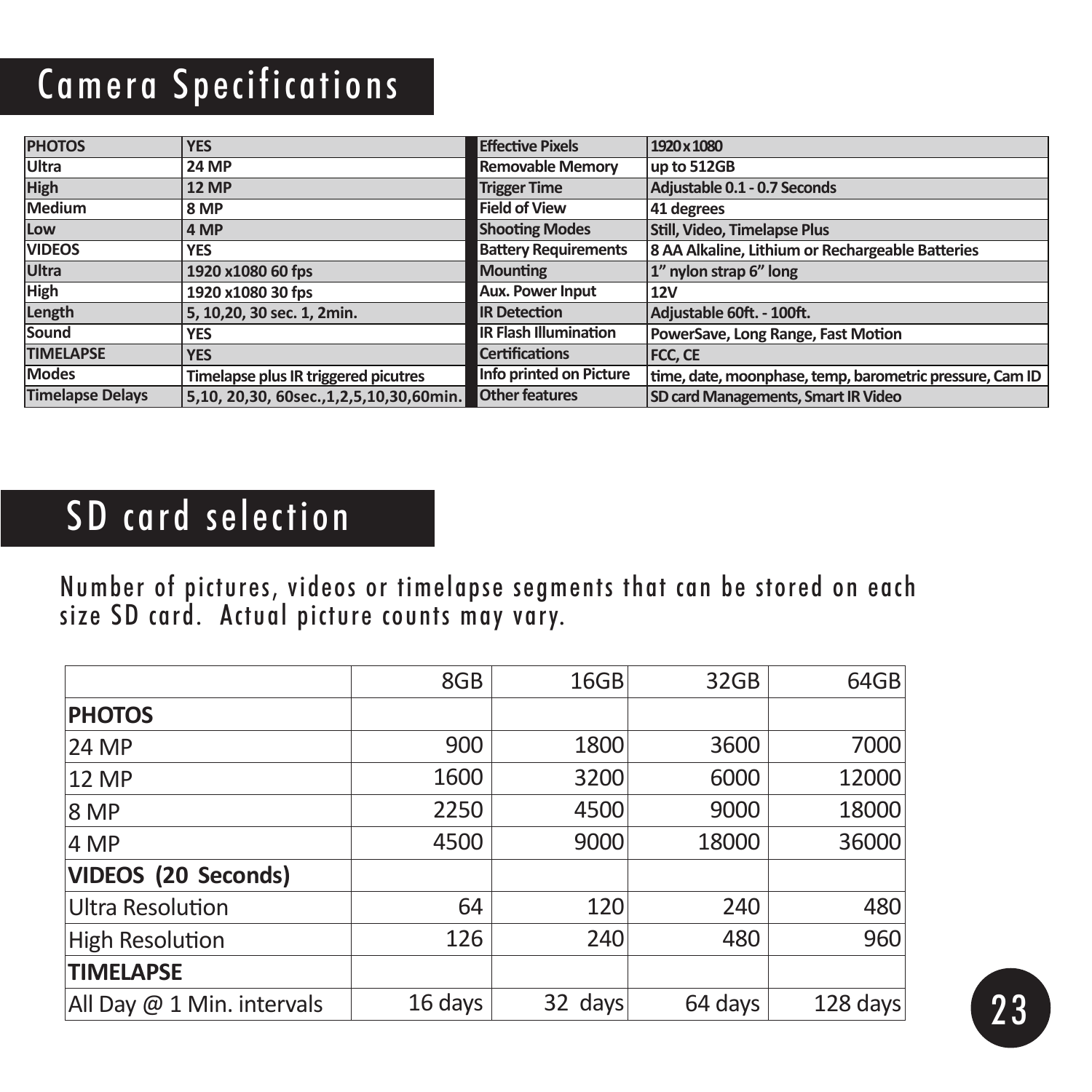# Camera Specifications

| PHOTOS | YES | Effective Pixels | 1920 x 1080 |
|---|---|---|---|
| Ultra | 24 MP | Removable Memory | up to 512GB |
| High | 12 MP | Trigger Time | Adjustable 0.1 - 0.7 Seconds |
| Medium | 8 MP | Field of View | 41 degrees |
| Low | 4 MP | Shooting Modes | Still, Video, Timelapse Plus |
| VIDEOS | YES | Battery Requirements | 8 AA Alkaline, Lithium or Rechargeable Batteries |
| Ultra | 1920 x1080 60 fps | Mounting | 1” nylon strap 6” long |
| High | 1920 x1080 30 fps | Aux. Power Input | 12V |
| Length | 5, 10,20, 30 sec. 1, 2min. | IR Detection | Adjustable 60ft. - 100ft. |
| Sound | YES | IR Flash Illumination | PowerSave, Long Range, Fast Motion |
| TIMELAPSE | YES | Certifications | FCC, CE |
| Modes | Timelapse plus IR triggered picutres | Info printed on Picture | time, date, moonphase, temp, barometric pressure, Cam ID |
| Timelapse Delays | 5,10, 20,30, 60sec.,1,2,5,10,30,60min. | Other features | SD card Managements, Smart IR Video |

# SD card selection

Number of pictures, videos or timelapse segments that can be stored on each size SD card. Actual picture counts may vary.

| | 8GB | 16GB | 32GB | 64GB |
|---|---|---|---|---|
| **PHOTOS** | | | | |
| 24 MP | 900 | 1800 | 3600 | 7000 |
| 12 MP | 1600 | 3200 | 6000 | 12000 |
| 8 MP | 2250 | 4500 | 9000 | 18000 |
| 4 MP | 4500 | 9000 | 18000 | 36000 |
| **VIDEOS (20 Seconds)** | | | | |
| Ultra Resolution | 64 | 120 | 240 | 480 |
| High Resolution | 126 | 240 | 480 | 960 |
| **TIMELAPSE** | | | | |
| All Day @ 1 Min. intervals | 16 days | 32 days | 64 days | 128 days |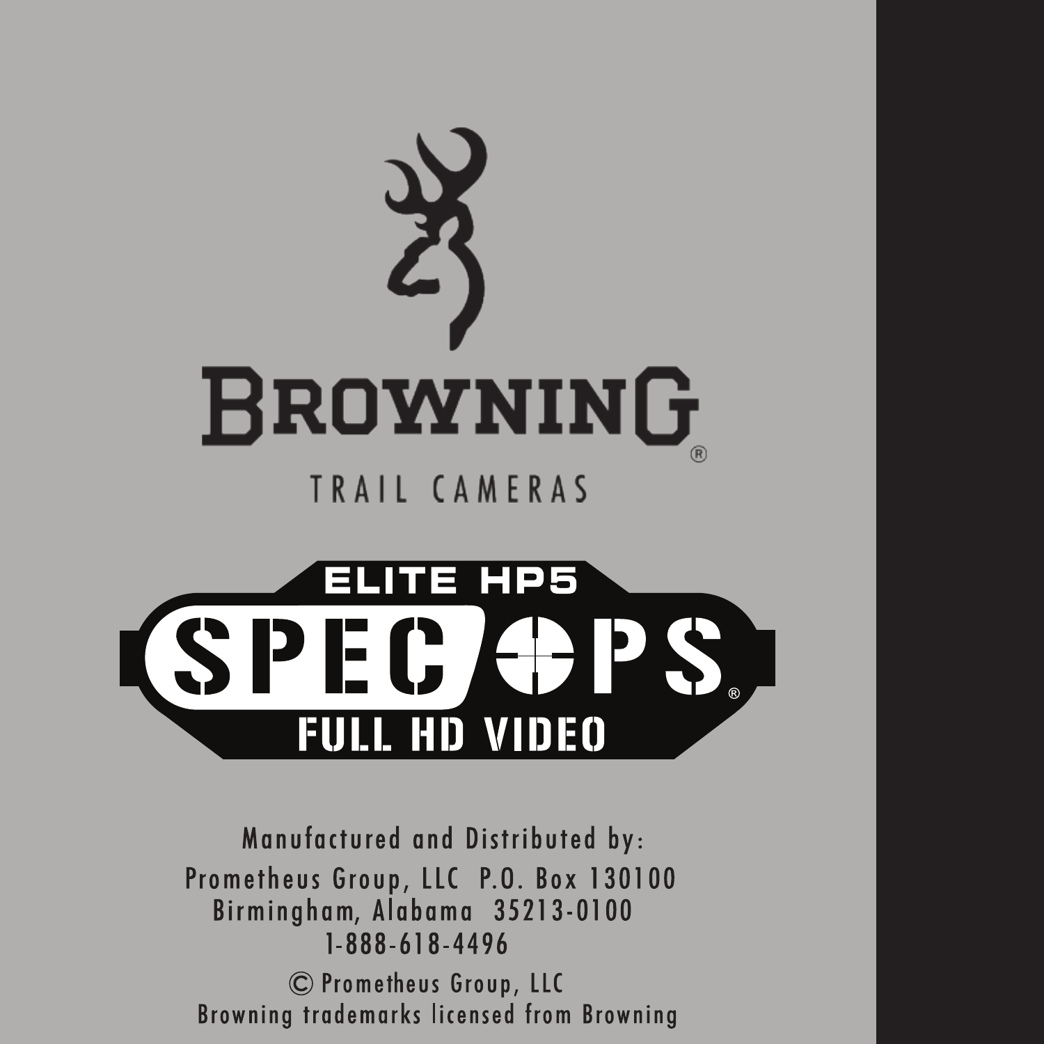BROWNING®

TRAIL CAMERAS

ELITE HP5

SPEC OPS®

FULL HD VIDEO

Manufactured and Distributed by:

Prometheus Group, LLC  P.O. Box 130100

Birmingham, Alabama  35213-0100

1-888-618-4496

© Prometheus Group, LLC

Browning trademarks licensed from Browning